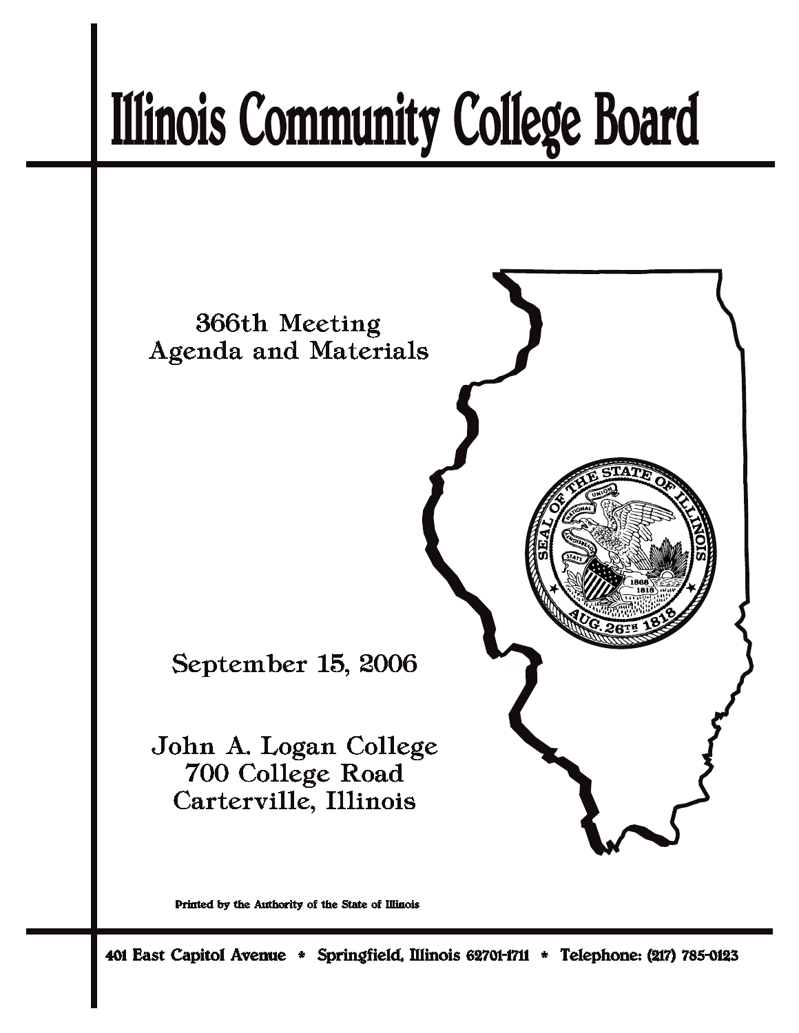# Illinois Community College Board

366th Meeting
Agenda and Materials

September 15, 2006

John A. Logan College
700 College Road
Carterville, Illinois

Printed by the Authority of the State of Illinois

401 East Capitol Avenue * Springfield, Illinois 62701-1711 * Telephone: (217) 785-0123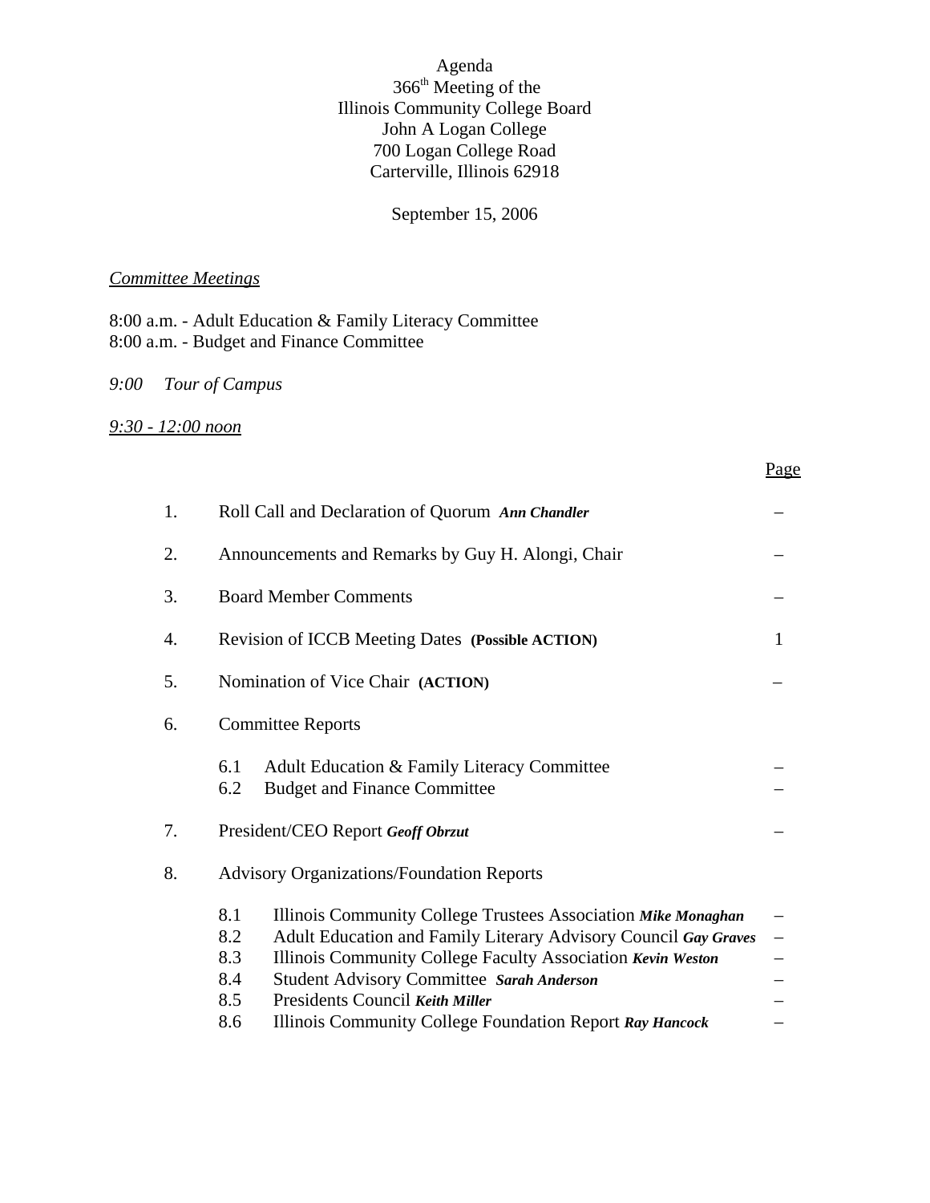Agenda
366th Meeting of the
Illinois Community College Board
John A Logan College
700 Logan College Road
Carterville, Illinois 62918

September 15, 2006

*Committee Meetings*

8:00 a.m. - Adult Education & Family Literacy Committee
8:00 a.m. - Budget and Finance Committee

*9:00 Tour of Campus*

*9:30 - 12:00 noon*

| | | Page |
|---|---|---|
| 1. | Roll Call and Declaration of Quorum ***Ann Chandler*** | – |
| 2. | Announcements and Remarks by Guy H. Alongi, Chair | – |
| 3. | Board Member Comments | – |
| 4. | Revision of ICCB Meeting Dates **(Possible ACTION)** | 1 |
| 5. | Nomination of Vice Chair **(ACTION)** | – |
| 6. | Committee Reports | |
| | 6.1 Adult Education & Family Literacy Committee | – |
| | 6.2 Budget and Finance Committee | – |
| 7. | President/CEO Report ***Geoff Obrzut*** | – |
| 8. | Advisory Organizations/Foundation Reports | |
| | 8.1 Illinois Community College Trustees Association ***Mike Monaghan*** | – |
| | 8.2 Adult Education and Family Literary Advisory Council ***Gay Graves*** | – |
| | 8.3 Illinois Community College Faculty Association ***Kevin Weston*** | – |
| | 8.4 Student Advisory Committee ***Sarah Anderson*** | – |
| | 8.5 Presidents Council ***Keith Miller*** | – |
| | 8.6 Illinois Community College Foundation Report ***Ray Hancock*** | – |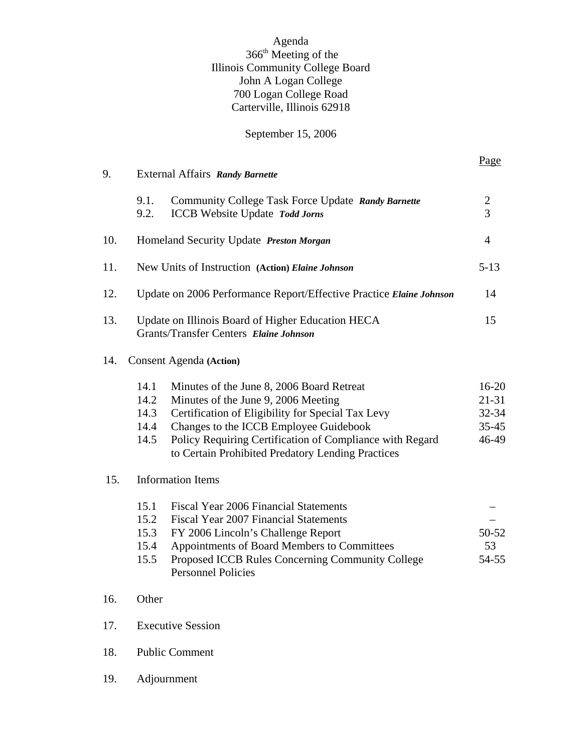Agenda
366th Meeting of the
Illinois Community College Board
John A Logan College
700 Logan College Road
Carterville, Illinois 62918

September 15, 2006

| | | Page |
|---|---|---|
| 9. | External Affairs ***Randy Barnette*** | |
| | 9.1. Community College Task Force Update ***Randy Barnette*** | 2 |
| | 9.2. ICCB Website Update ***Todd Jorns*** | 3 |
| 10. | Homeland Security Update ***Preston Morgan*** | 4 |
| 11. | New Units of Instruction **(Action)** ***Elaine Johnson*** | 5-13 |
| 12. | Update on 2006 Performance Report/Effective Practice ***Elaine Johnson*** | 14 |
| 13. | Update on Illinois Board of Higher Education HECA Grants/Transfer Centers ***Elaine Johnson*** | 15 |
| 14. | Consent Agenda **(Action)** | |
| | 14.1 Minutes of the June 8, 2006 Board Retreat | 16-20 |
| | 14.2 Minutes of the June 9, 2006 Meeting | 21-31 |
| | 14.3 Certification of Eligibility for Special Tax Levy | 32-34 |
| | 14.4 Changes to the ICCB Employee Guidebook | 35-45 |
| | 14.5 Policy Requiring Certification of Compliance with Regard to Certain Prohibited Predatory Lending Practices | 46-49 |
| 15. | Information Items | |
| | 15.1 Fiscal Year 2006 Financial Statements | – |
| | 15.2 Fiscal Year 2007 Financial Statements | – |
| | 15.3 FY 2006 Lincoln's Challenge Report | 50-52 |
| | 15.4 Appointments of Board Members to Committees | 53 |
| | 15.5 Proposed ICCB Rules Concerning Community College Personnel Policies | 54-55 |
| 16. | Other | |
| 17. | Executive Session | |
| 18. | Public Comment | |
| 19. | Adjournment | |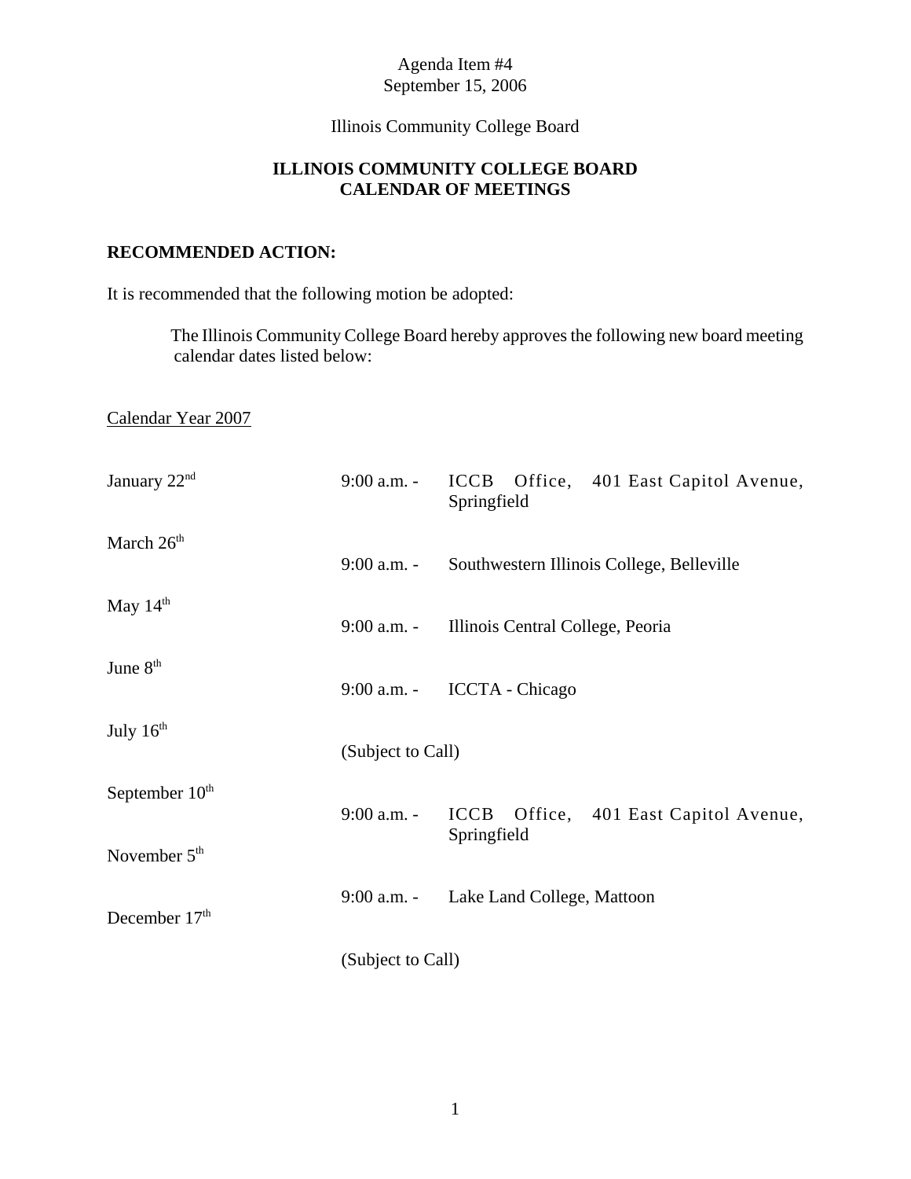Agenda Item #4
September 15, 2006

Illinois Community College Board

**ILLINOIS COMMUNITY COLLEGE BOARD**
**CALENDAR OF MEETINGS**

**RECOMMENDED ACTION:**

It is recommended that the following motion be adopted:

> The Illinois Community College Board hereby approves the following new board meeting calendar dates listed below:

Calendar Year 2007

| | | |
|---|---|---|
| January 22nd | 9:00 a.m. - | ICCB Office, 401 East Capitol Avenue, Springfield |
| March 26th | 9:00 a.m. - | Southwestern Illinois College, Belleville |
| May 14th | 9:00 a.m. - | Illinois Central College, Peoria |
| June 8th | 9:00 a.m. - | ICCTA - Chicago |
| July 16th | (Subject to Call) | |
| September 10th | 9:00 a.m. - | ICCB Office, 401 East Capitol Avenue, Springfield |
| November 5th | 9:00 a.m. - | Lake Land College, Mattoon |
| December 17th | (Subject to Call) | |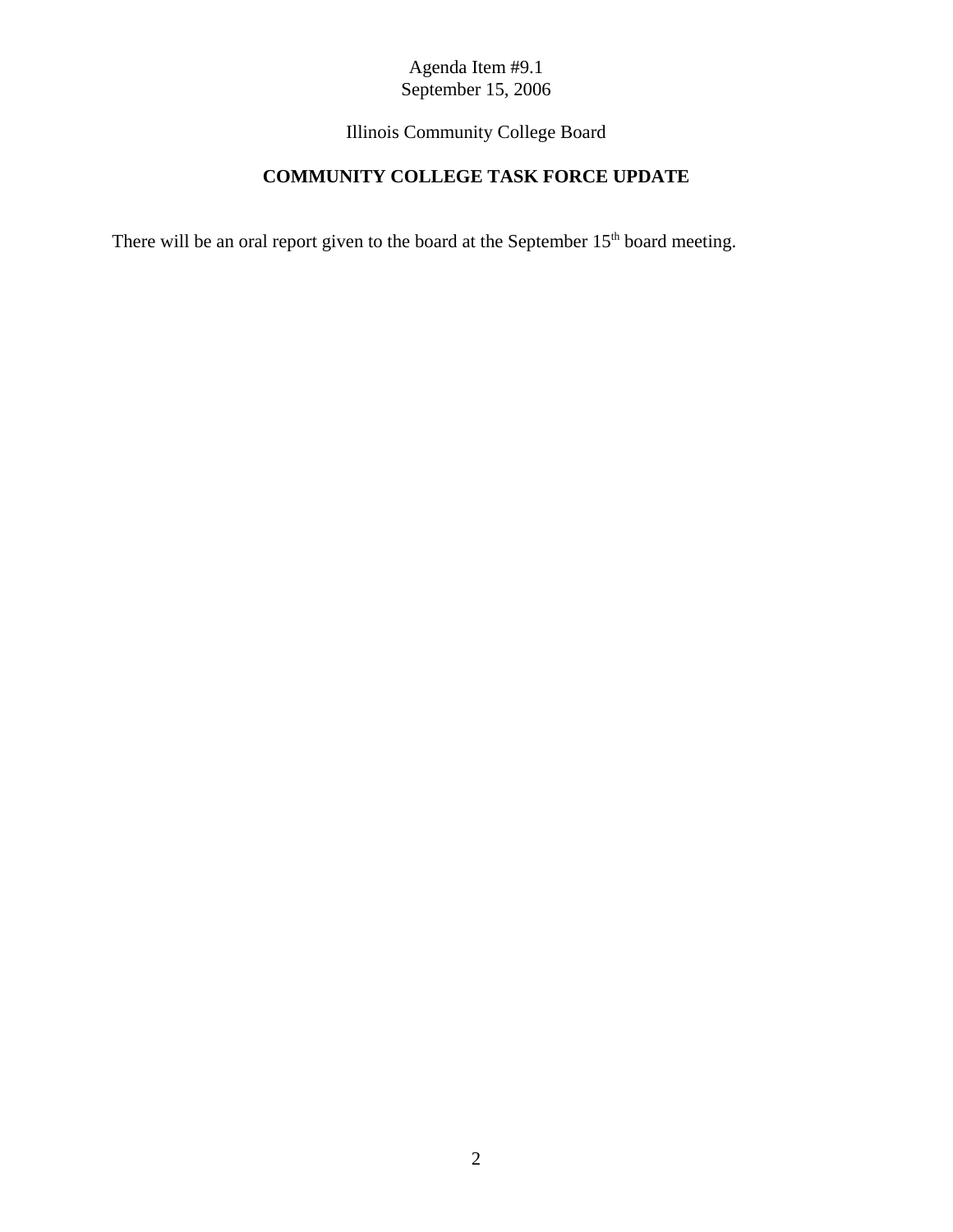Agenda Item #9.1
September 15, 2006

Illinois Community College Board

# COMMUNITY COLLEGE TASK FORCE UPDATE

There will be an oral report given to the board at the September 15th board meeting.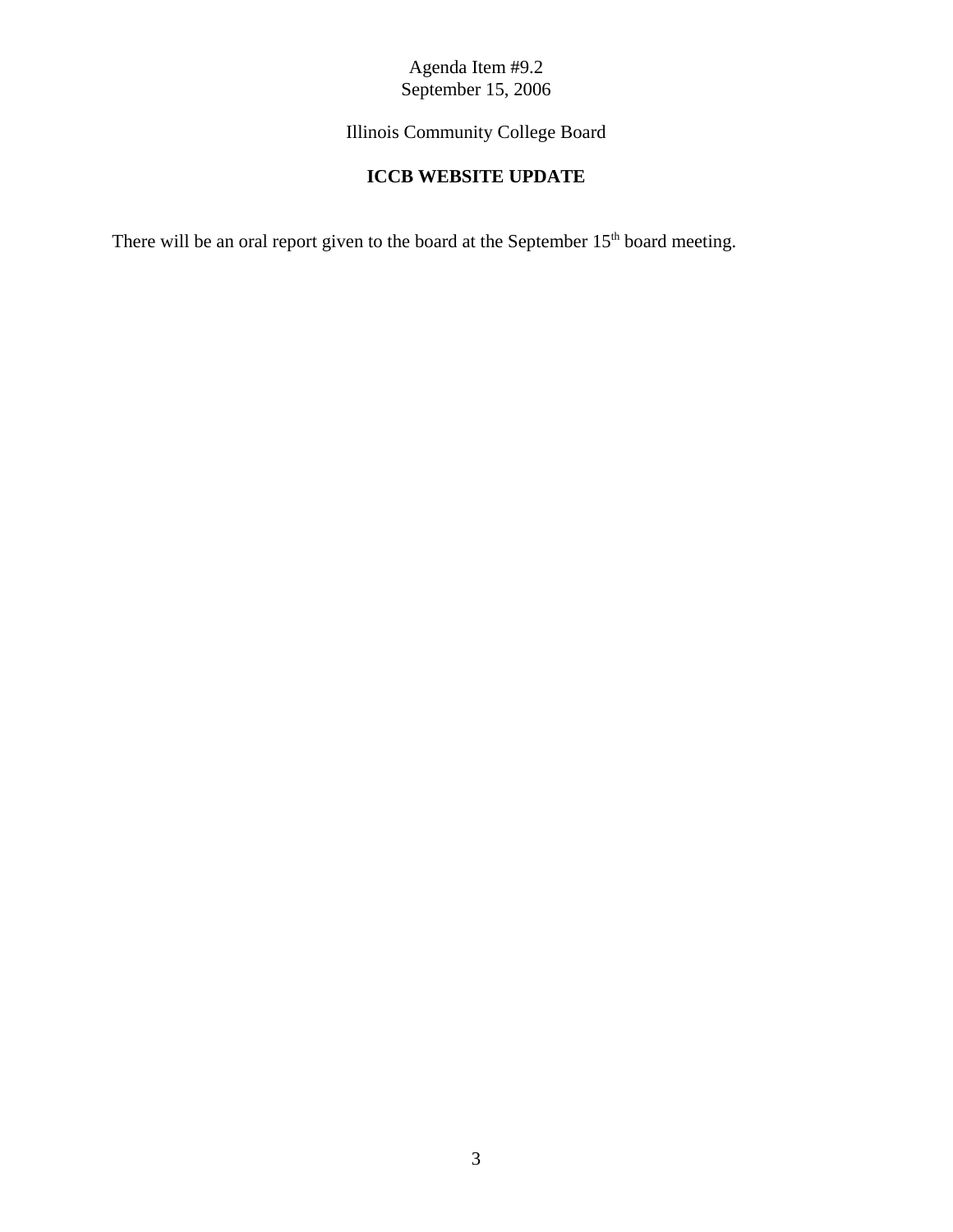Agenda Item #9.2
September 15, 2006

Illinois Community College Board

## ICCB WEBSITE UPDATE

There will be an oral report given to the board at the September 15th board meeting.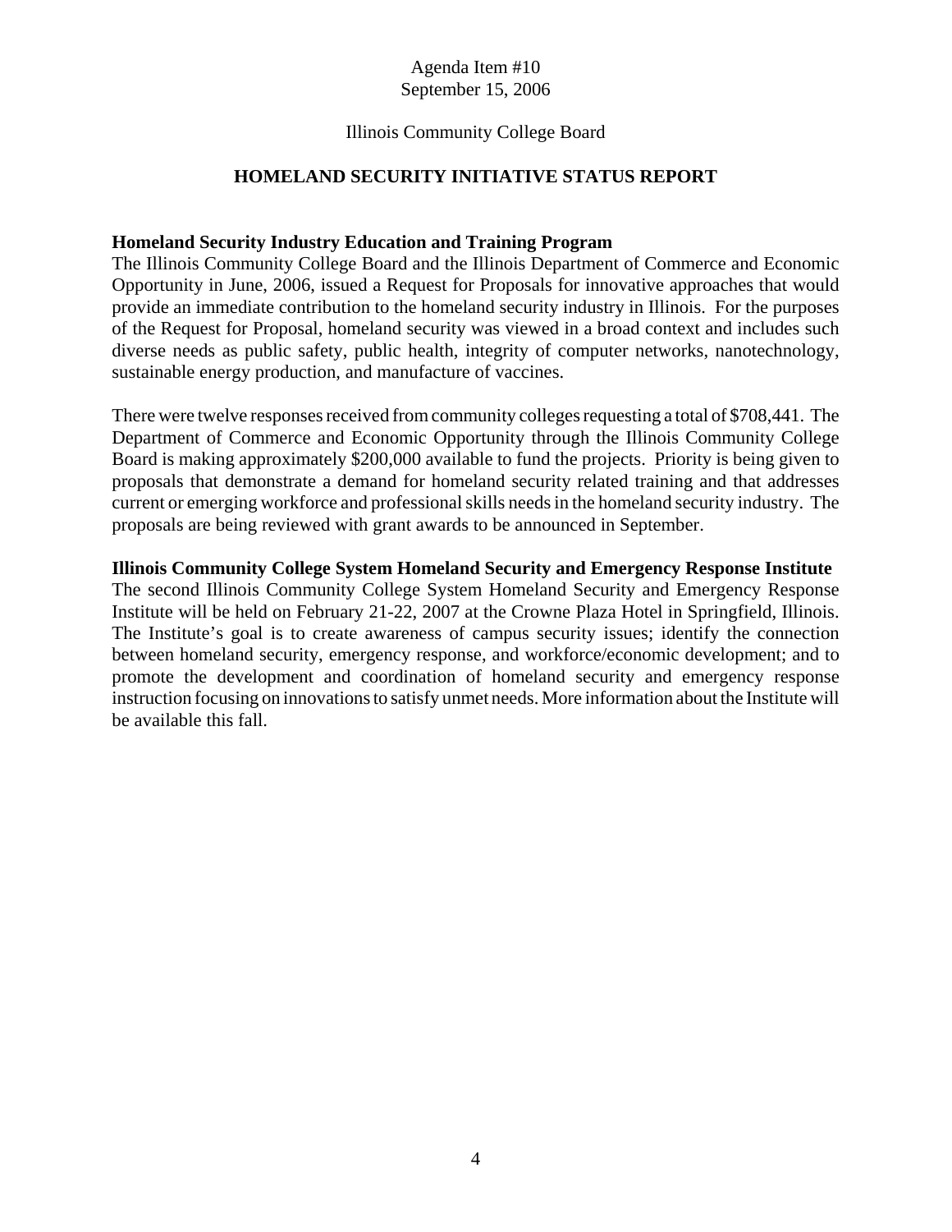Agenda Item #10
September 15, 2006

Illinois Community College Board

# HOMELAND SECURITY INITIATIVE STATUS REPORT

**Homeland Security Industry Education and Training Program**

The Illinois Community College Board and the Illinois Department of Commerce and Economic Opportunity in June, 2006, issued a Request for Proposals for innovative approaches that would provide an immediate contribution to the homeland security industry in Illinois. For the purposes of the Request for Proposal, homeland security was viewed in a broad context and includes such diverse needs as public safety, public health, integrity of computer networks, nanotechnology, sustainable energy production, and manufacture of vaccines.

There were twelve responses received from community colleges requesting a total of $708,441. The Department of Commerce and Economic Opportunity through the Illinois Community College Board is making approximately $200,000 available to fund the projects. Priority is being given to proposals that demonstrate a demand for homeland security related training and that addresses current or emerging workforce and professional skills needs in the homeland security industry. The proposals are being reviewed with grant awards to be announced in September.

**Illinois Community College System Homeland Security and Emergency Response Institute**

The second Illinois Community College System Homeland Security and Emergency Response Institute will be held on February 21-22, 2007 at the Crowne Plaza Hotel in Springfield, Illinois. The Institute's goal is to create awareness of campus security issues; identify the connection between homeland security, emergency response, and workforce/economic development; and to promote the development and coordination of homeland security and emergency response instruction focusing on innovations to satisfy unmet needs. More information about the Institute will be available this fall.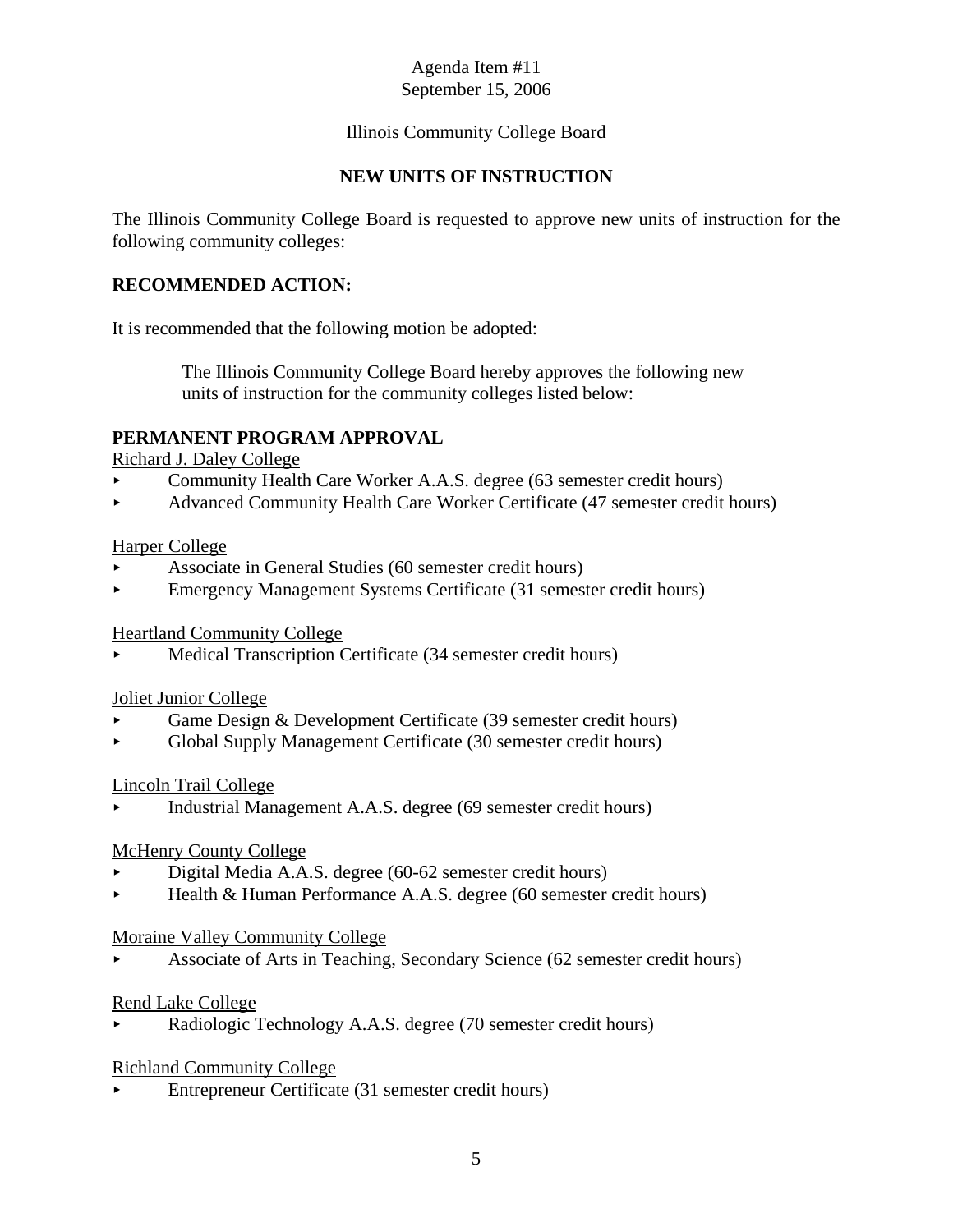Agenda Item #11
September 15, 2006

Illinois Community College Board

## NEW UNITS OF INSTRUCTION

The Illinois Community College Board is requested to approve new units of instruction for the following community colleges:

**RECOMMENDED ACTION:**

It is recommended that the following motion be adopted:

> The Illinois Community College Board hereby approves the following new units of instruction for the community colleges listed below:

**PERMANENT PROGRAM APPROVAL**

Richard J. Daley College

- Community Health Care Worker A.A.S. degree (63 semester credit hours)
- Advanced Community Health Care Worker Certificate (47 semester credit hours)

Harper College

- Associate in General Studies (60 semester credit hours)
- Emergency Management Systems Certificate (31 semester credit hours)

Heartland Community College

- Medical Transcription Certificate (34 semester credit hours)

Joliet Junior College

- Game Design & Development Certificate (39 semester credit hours)
- Global Supply Management Certificate (30 semester credit hours)

Lincoln Trail College

- Industrial Management A.A.S. degree (69 semester credit hours)

McHenry County College

- Digital Media A.A.S. degree (60-62 semester credit hours)
- Health & Human Performance A.A.S. degree (60 semester credit hours)

Moraine Valley Community College

- Associate of Arts in Teaching, Secondary Science (62 semester credit hours)

Rend Lake College

- Radiologic Technology A.A.S. degree (70 semester credit hours)

Richland Community College

- Entrepreneur Certificate (31 semester credit hours)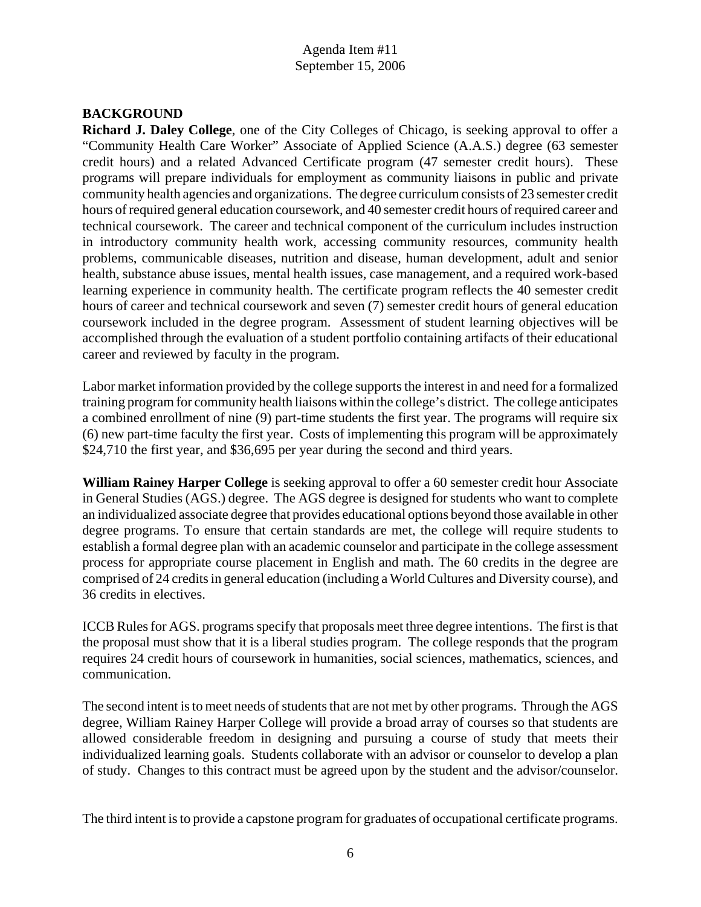## BACKGROUND

**Richard J. Daley College**, one of the City Colleges of Chicago, is seeking approval to offer a "Community Health Care Worker" Associate of Applied Science (A.A.S.) degree (63 semester credit hours) and a related Advanced Certificate program (47 semester credit hours). These programs will prepare individuals for employment as community liaisons in public and private community health agencies and organizations. The degree curriculum consists of 23 semester credit hours of required general education coursework, and 40 semester credit hours of required career and technical coursework. The career and technical component of the curriculum includes instruction in introductory community health work, accessing community resources, community health problems, communicable diseases, nutrition and disease, human development, adult and senior health, substance abuse issues, mental health issues, case management, and a required work-based learning experience in community health. The certificate program reflects the 40 semester credit hours of career and technical coursework and seven (7) semester credit hours of general education coursework included in the degree program. Assessment of student learning objectives will be accomplished through the evaluation of a student portfolio containing artifacts of their educational career and reviewed by faculty in the program.

Labor market information provided by the college supports the interest in and need for a formalized training program for community health liaisons within the college's district. The college anticipates a combined enrollment of nine (9) part-time students the first year. The programs will require six (6) new part-time faculty the first year. Costs of implementing this program will be approximately $24,710 the first year, and $36,695 per year during the second and third years.

**William Rainey Harper College** is seeking approval to offer a 60 semester credit hour Associate in General Studies (AGS.) degree. The AGS degree is designed for students who want to complete an individualized associate degree that provides educational options beyond those available in other degree programs. To ensure that certain standards are met, the college will require students to establish a formal degree plan with an academic counselor and participate in the college assessment process for appropriate course placement in English and math. The 60 credits in the degree are comprised of 24 credits in general education (including a World Cultures and Diversity course), and 36 credits in electives.

ICCB Rules for AGS. programs specify that proposals meet three degree intentions. The first is that the proposal must show that it is a liberal studies program. The college responds that the program requires 24 credit hours of coursework in humanities, social sciences, mathematics, sciences, and communication.

The second intent is to meet needs of students that are not met by other programs. Through the AGS degree, William Rainey Harper College will provide a broad array of courses so that students are allowed considerable freedom in designing and pursuing a course of study that meets their individualized learning goals. Students collaborate with an advisor or counselor to develop a plan of study. Changes to this contract must be agreed upon by the student and the advisor/counselor.

The third intent is to provide a capstone program for graduates of occupational certificate programs.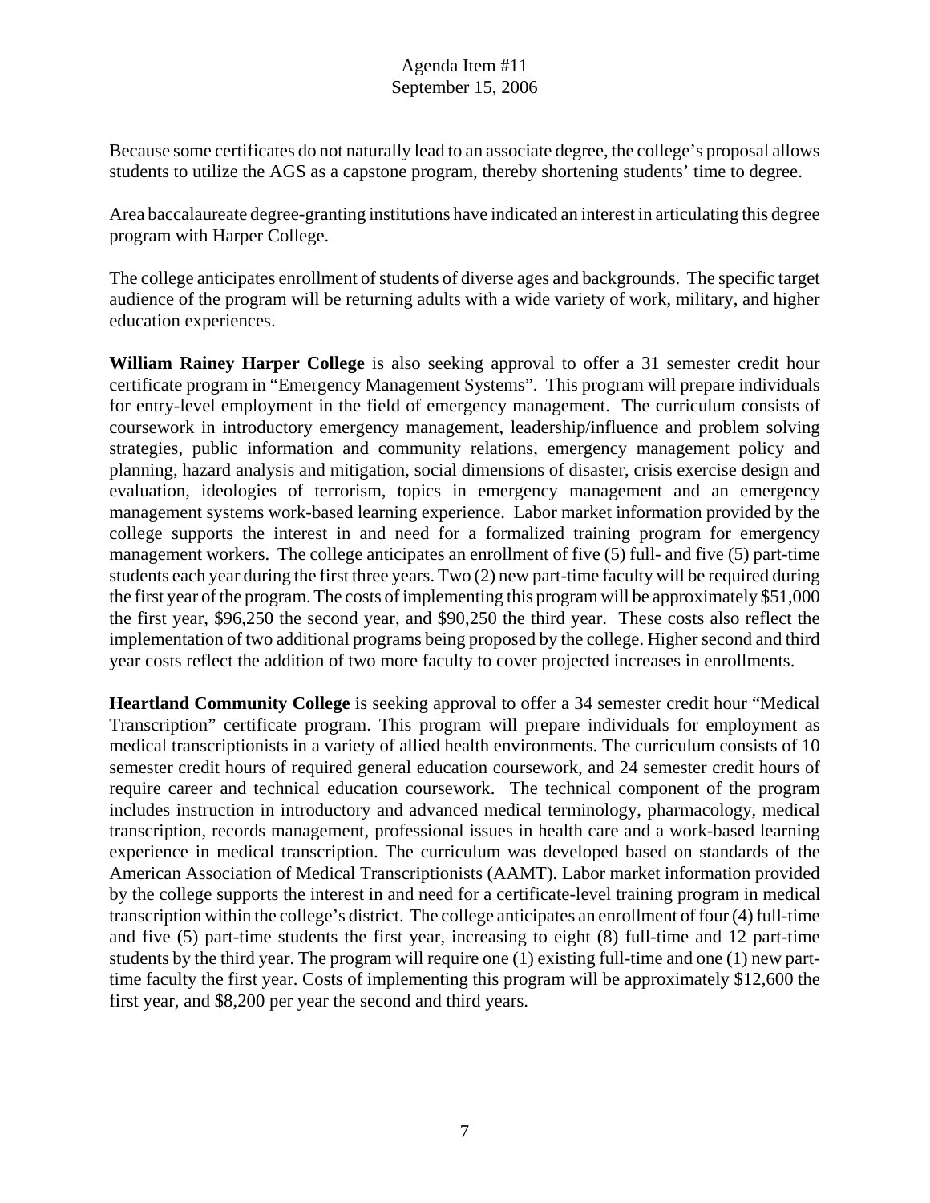Because some certificates do not naturally lead to an associate degree, the college's proposal allows students to utilize the AGS as a capstone program, thereby shortening students' time to degree.

Area baccalaureate degree-granting institutions have indicated an interest in articulating this degree program with Harper College.

The college anticipates enrollment of students of diverse ages and backgrounds. The specific target audience of the program will be returning adults with a wide variety of work, military, and higher education experiences.

**William Rainey Harper College** is also seeking approval to offer a 31 semester credit hour certificate program in "Emergency Management Systems". This program will prepare individuals for entry-level employment in the field of emergency management. The curriculum consists of coursework in introductory emergency management, leadership/influence and problem solving strategies, public information and community relations, emergency management policy and planning, hazard analysis and mitigation, social dimensions of disaster, crisis exercise design and evaluation, ideologies of terrorism, topics in emergency management and an emergency management systems work-based learning experience. Labor market information provided by the college supports the interest in and need for a formalized training program for emergency management workers. The college anticipates an enrollment of five (5) full- and five (5) part-time students each year during the first three years. Two (2) new part-time faculty will be required during the first year of the program. The costs of implementing this program will be approximately $51,000 the first year, $96,250 the second year, and $90,250 the third year. These costs also reflect the implementation of two additional programs being proposed by the college. Higher second and third year costs reflect the addition of two more faculty to cover projected increases in enrollments.

**Heartland Community College** is seeking approval to offer a 34 semester credit hour "Medical Transcription" certificate program. This program will prepare individuals for employment as medical transcriptionists in a variety of allied health environments. The curriculum consists of 10 semester credit hours of required general education coursework, and 24 semester credit hours of require career and technical education coursework. The technical component of the program includes instruction in introductory and advanced medical terminology, pharmacology, medical transcription, records management, professional issues in health care and a work-based learning experience in medical transcription. The curriculum was developed based on standards of the American Association of Medical Transcriptionists (AAMT). Labor market information provided by the college supports the interest in and need for a certificate-level training program in medical transcription within the college's district. The college anticipates an enrollment of four (4) full-time and five (5) part-time students the first year, increasing to eight (8) full-time and 12 part-time students by the third year. The program will require one (1) existing full-time and one (1) new part-time faculty the first year. Costs of implementing this program will be approximately $12,600 the first year, and $8,200 per year the second and third years.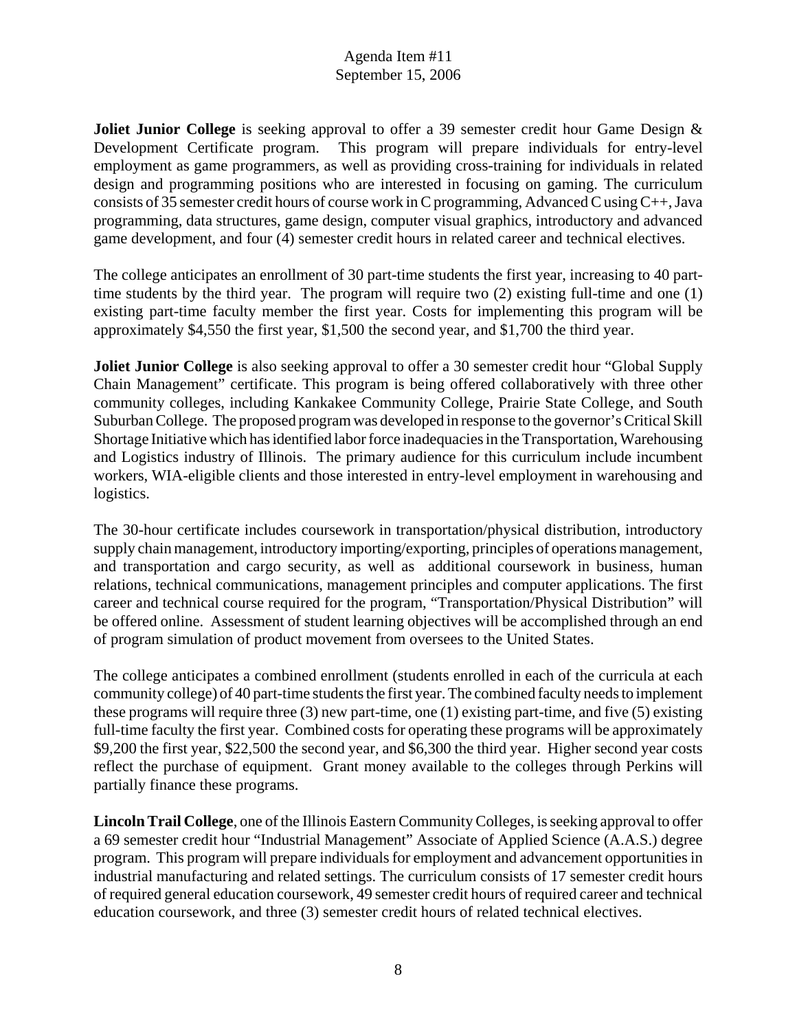**Joliet Junior College** is seeking approval to offer a 39 semester credit hour Game Design & Development Certificate program. This program will prepare individuals for entry-level employment as game programmers, as well as providing cross-training for individuals in related design and programming positions who are interested in focusing on gaming. The curriculum consists of 35 semester credit hours of course work in C programming, Advanced C using C++, Java programming, data structures, game design, computer visual graphics, introductory and advanced game development, and four (4) semester credit hours in related career and technical electives.

The college anticipates an enrollment of 30 part-time students the first year, increasing to 40 part-time students by the third year. The program will require two (2) existing full-time and one (1) existing part-time faculty member the first year. Costs for implementing this program will be approximately $4,550 the first year, $1,500 the second year, and $1,700 the third year.

**Joliet Junior College** is also seeking approval to offer a 30 semester credit hour "Global Supply Chain Management" certificate. This program is being offered collaboratively with three other community colleges, including Kankakee Community College, Prairie State College, and South Suburban College. The proposed program was developed in response to the governor's Critical Skill Shortage Initiative which has identified labor force inadequacies in the Transportation, Warehousing and Logistics industry of Illinois. The primary audience for this curriculum include incumbent workers, WIA-eligible clients and those interested in entry-level employment in warehousing and logistics.

The 30-hour certificate includes coursework in transportation/physical distribution, introductory supply chain management, introductory importing/exporting, principles of operations management, and transportation and cargo security, as well as additional coursework in business, human relations, technical communications, management principles and computer applications. The first career and technical course required for the program, "Transportation/Physical Distribution" will be offered online. Assessment of student learning objectives will be accomplished through an end of program simulation of product movement from oversees to the United States.

The college anticipates a combined enrollment (students enrolled in each of the curricula at each community college) of 40 part-time students the first year. The combined faculty needs to implement these programs will require three (3) new part-time, one (1) existing part-time, and five (5) existing full-time faculty the first year. Combined costs for operating these programs will be approximately $9,200 the first year, $22,500 the second year, and $6,300 the third year. Higher second year costs reflect the purchase of equipment. Grant money available to the colleges through Perkins will partially finance these programs.

**Lincoln Trail College**, one of the Illinois Eastern Community Colleges, is seeking approval to offer a 69 semester credit hour "Industrial Management" Associate of Applied Science (A.A.S.) degree program. This program will prepare individuals for employment and advancement opportunities in industrial manufacturing and related settings. The curriculum consists of 17 semester credit hours of required general education coursework, 49 semester credit hours of required career and technical education coursework, and three (3) semester credit hours of related technical electives.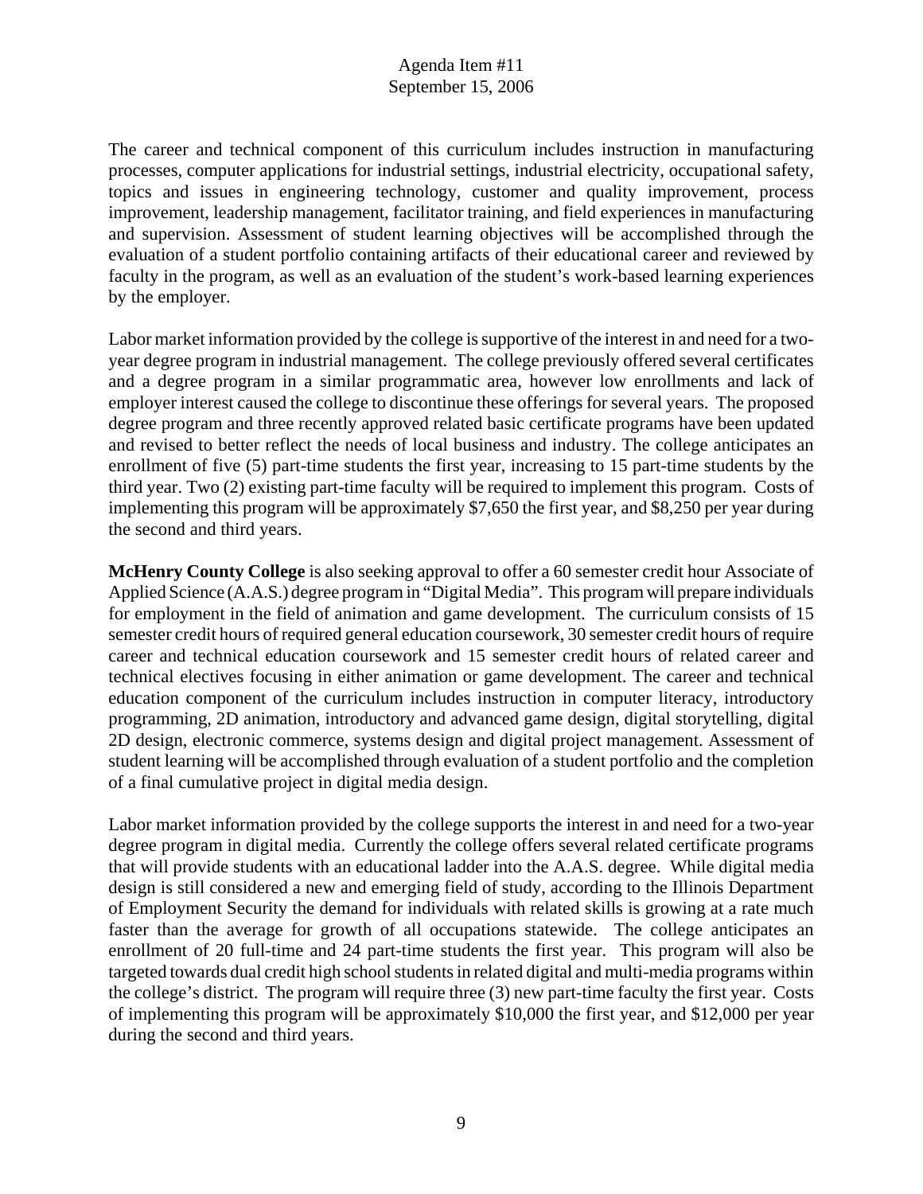The career and technical component of this curriculum includes instruction in manufacturing processes, computer applications for industrial settings, industrial electricity, occupational safety, topics and issues in engineering technology, customer and quality improvement, process improvement, leadership management, facilitator training, and field experiences in manufacturing and supervision. Assessment of student learning objectives will be accomplished through the evaluation of a student portfolio containing artifacts of their educational career and reviewed by faculty in the program, as well as an evaluation of the student's work-based learning experiences by the employer.

Labor market information provided by the college is supportive of the interest in and need for a two-year degree program in industrial management. The college previously offered several certificates and a degree program in a similar programmatic area, however low enrollments and lack of employer interest caused the college to discontinue these offerings for several years. The proposed degree program and three recently approved related basic certificate programs have been updated and revised to better reflect the needs of local business and industry. The college anticipates an enrollment of five (5) part-time students the first year, increasing to 15 part-time students by the third year. Two (2) existing part-time faculty will be required to implement this program. Costs of implementing this program will be approximately $7,650 the first year, and $8,250 per year during the second and third years.

**McHenry County College** is also seeking approval to offer a 60 semester credit hour Associate of Applied Science (A.A.S.) degree program in "Digital Media". This program will prepare individuals for employment in the field of animation and game development. The curriculum consists of 15 semester credit hours of required general education coursework, 30 semester credit hours of require career and technical education coursework and 15 semester credit hours of related career and technical electives focusing in either animation or game development. The career and technical education component of the curriculum includes instruction in computer literacy, introductory programming, 2D animation, introductory and advanced game design, digital storytelling, digital 2D design, electronic commerce, systems design and digital project management. Assessment of student learning will be accomplished through evaluation of a student portfolio and the completion of a final cumulative project in digital media design.

Labor market information provided by the college supports the interest in and need for a two-year degree program in digital media. Currently the college offers several related certificate programs that will provide students with an educational ladder into the A.A.S. degree. While digital media design is still considered a new and emerging field of study, according to the Illinois Department of Employment Security the demand for individuals with related skills is growing at a rate much faster than the average for growth of all occupations statewide. The college anticipates an enrollment of 20 full-time and 24 part-time students the first year. This program will also be targeted towards dual credit high school students in related digital and multi-media programs within the college's district. The program will require three (3) new part-time faculty the first year. Costs of implementing this program will be approximately $10,000 the first year, and $12,000 per year during the second and third years.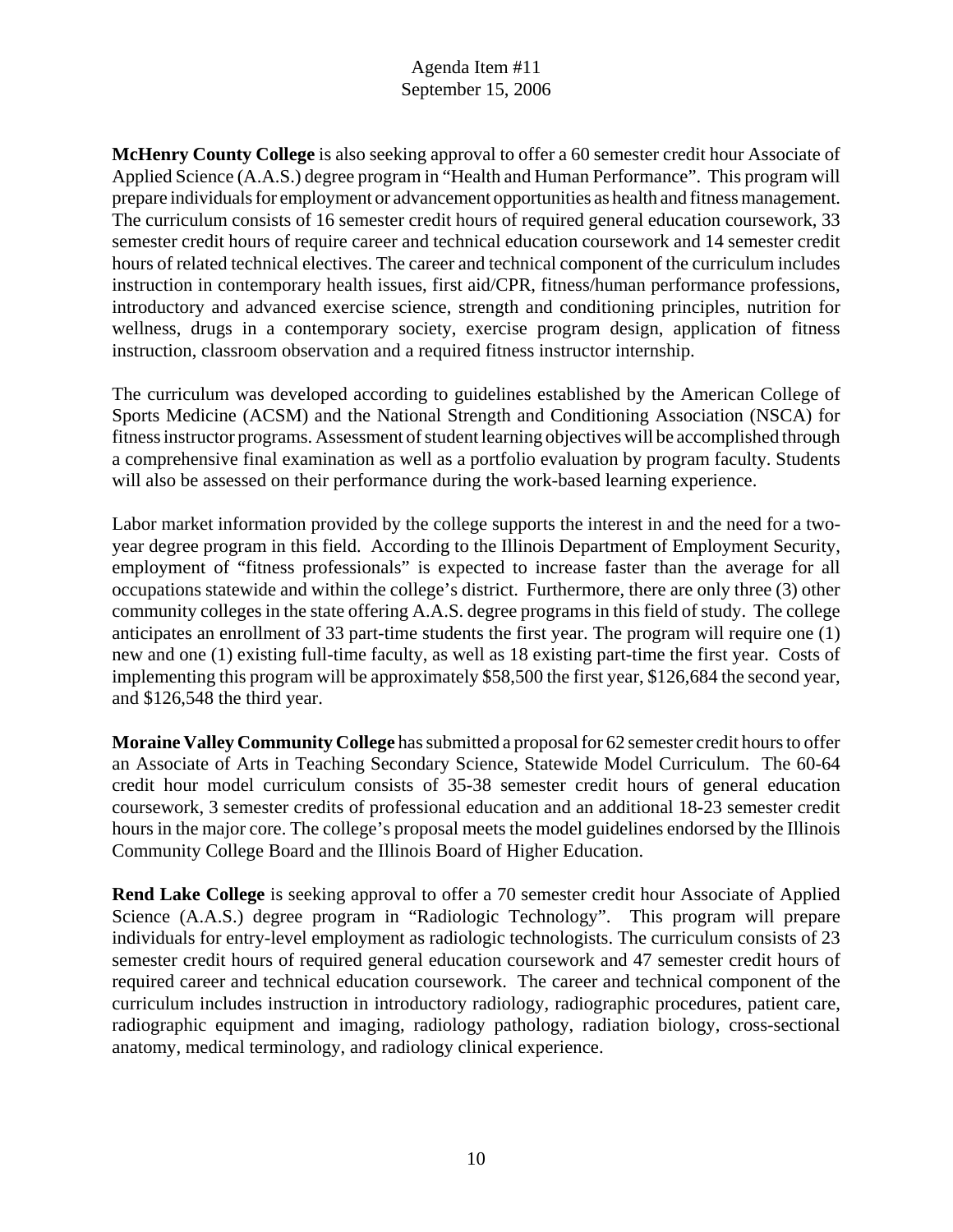**McHenry County College** is also seeking approval to offer a 60 semester credit hour Associate of Applied Science (A.A.S.) degree program in "Health and Human Performance". This program will prepare individuals for employment or advancement opportunities as health and fitness management. The curriculum consists of 16 semester credit hours of required general education coursework, 33 semester credit hours of require career and technical education coursework and 14 semester credit hours of related technical electives. The career and technical component of the curriculum includes instruction in contemporary health issues, first aid/CPR, fitness/human performance professions, introductory and advanced exercise science, strength and conditioning principles, nutrition for wellness, drugs in a contemporary society, exercise program design, application of fitness instruction, classroom observation and a required fitness instructor internship.

The curriculum was developed according to guidelines established by the American College of Sports Medicine (ACSM) and the National Strength and Conditioning Association (NSCA) for fitness instructor programs. Assessment of student learning objectives will be accomplished through a comprehensive final examination as well as a portfolio evaluation by program faculty. Students will also be assessed on their performance during the work-based learning experience.

Labor market information provided by the college supports the interest in and the need for a two-year degree program in this field. According to the Illinois Department of Employment Security, employment of "fitness professionals" is expected to increase faster than the average for all occupations statewide and within the college's district. Furthermore, there are only three (3) other community colleges in the state offering A.A.S. degree programs in this field of study. The college anticipates an enrollment of 33 part-time students the first year. The program will require one (1) new and one (1) existing full-time faculty, as well as 18 existing part-time the first year. Costs of implementing this program will be approximately $58,500 the first year, $126,684 the second year, and $126,548 the third year.

**Moraine Valley Community College** has submitted a proposal for 62 semester credit hours to offer an Associate of Arts in Teaching Secondary Science, Statewide Model Curriculum. The 60-64 credit hour model curriculum consists of 35-38 semester credit hours of general education coursework, 3 semester credits of professional education and an additional 18-23 semester credit hours in the major core. The college's proposal meets the model guidelines endorsed by the Illinois Community College Board and the Illinois Board of Higher Education.

**Rend Lake College** is seeking approval to offer a 70 semester credit hour Associate of Applied Science (A.A.S.) degree program in "Radiologic Technology". This program will prepare individuals for entry-level employment as radiologic technologists. The curriculum consists of 23 semester credit hours of required general education coursework and 47 semester credit hours of required career and technical education coursework. The career and technical component of the curriculum includes instruction in introductory radiology, radiographic procedures, patient care, radiographic equipment and imaging, radiology pathology, radiation biology, cross-sectional anatomy, medical terminology, and radiology clinical experience.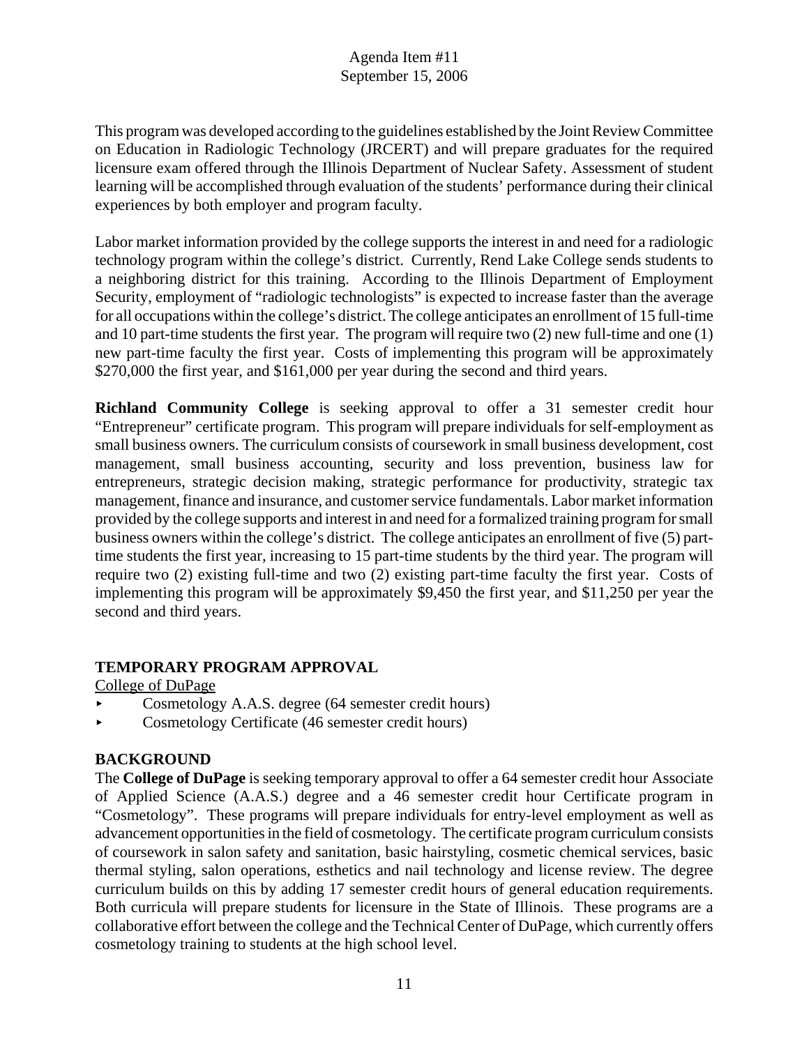This program was developed according to the guidelines established by the Joint Review Committee on Education in Radiologic Technology (JRCERT) and will prepare graduates for the required licensure exam offered through the Illinois Department of Nuclear Safety. Assessment of student learning will be accomplished through evaluation of the students' performance during their clinical experiences by both employer and program faculty.

Labor market information provided by the college supports the interest in and need for a radiologic technology program within the college's district. Currently, Rend Lake College sends students to a neighboring district for this training. According to the Illinois Department of Employment Security, employment of "radiologic technologists" is expected to increase faster than the average for all occupations within the college's district. The college anticipates an enrollment of 15 full-time and 10 part-time students the first year. The program will require two (2) new full-time and one (1) new part-time faculty the first year. Costs of implementing this program will be approximately $270,000 the first year, and $161,000 per year during the second and third years.

**Richland Community College** is seeking approval to offer a 31 semester credit hour "Entrepreneur" certificate program. This program will prepare individuals for self-employment as small business owners. The curriculum consists of coursework in small business development, cost management, small business accounting, security and loss prevention, business law for entrepreneurs, strategic decision making, strategic performance for productivity, strategic tax management, finance and insurance, and customer service fundamentals. Labor market information provided by the college supports and interest in and need for a formalized training program for small business owners within the college's district. The college anticipates an enrollment of five (5) part-time students the first year, increasing to 15 part-time students by the third year. The program will require two (2) existing full-time and two (2) existing part-time faculty the first year. Costs of implementing this program will be approximately $9,450 the first year, and $11,250 per year the second and third years.

## TEMPORARY PROGRAM APPROVAL

College of DuPage

- Cosmetology A.A.S. degree (64 semester credit hours)
- Cosmetology Certificate (46 semester credit hours)

## BACKGROUND

The **College of DuPage** is seeking temporary approval to offer a 64 semester credit hour Associate of Applied Science (A.A.S.) degree and a 46 semester credit hour Certificate program in "Cosmetology". These programs will prepare individuals for entry-level employment as well as advancement opportunities in the field of cosmetology. The certificate program curriculum consists of coursework in salon safety and sanitation, basic hairstyling, cosmetic chemical services, basic thermal styling, salon operations, esthetics and nail technology and license review. The degree curriculum builds on this by adding 17 semester credit hours of general education requirements. Both curricula will prepare students for licensure in the State of Illinois. These programs are a collaborative effort between the college and the Technical Center of DuPage, which currently offers cosmetology training to students at the high school level.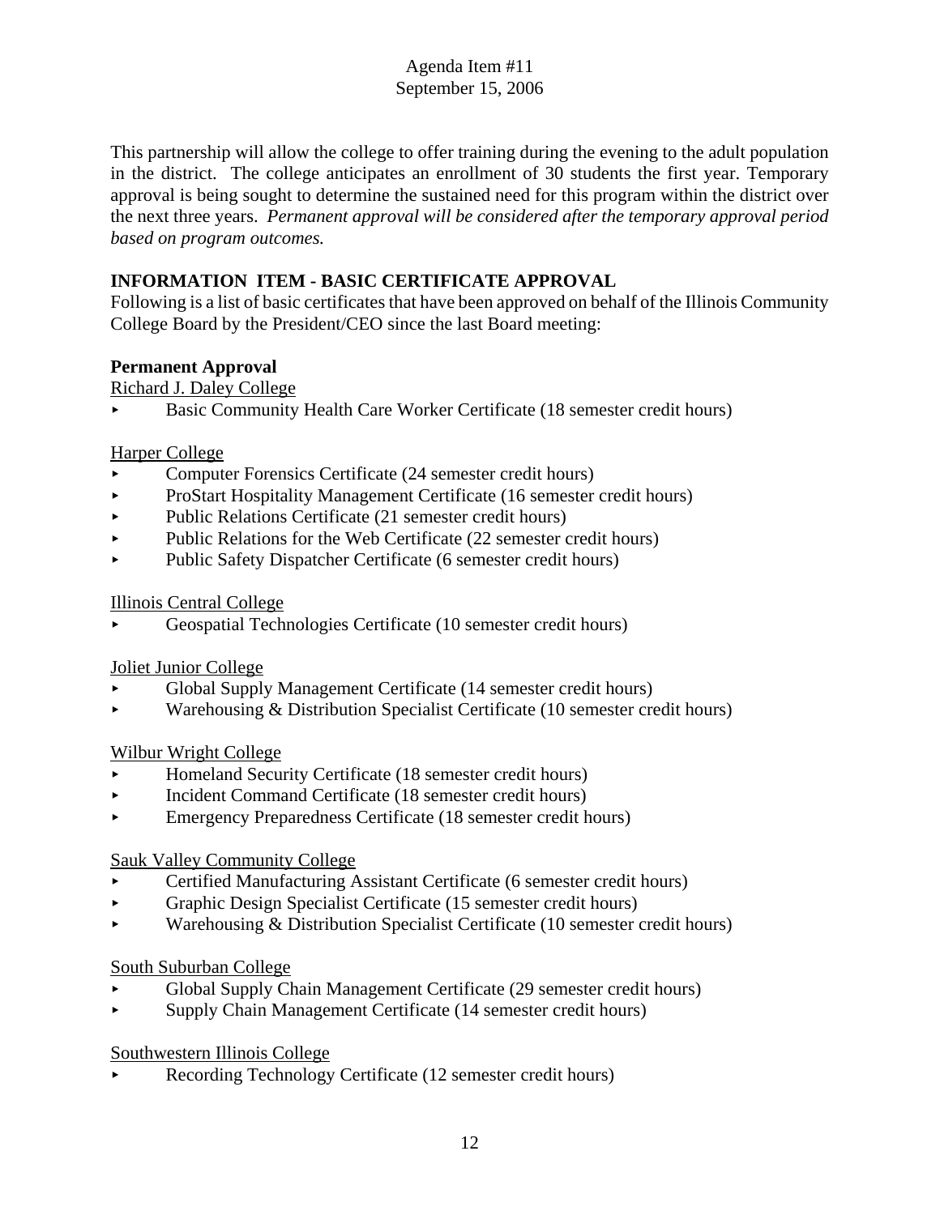This partnership will allow the college to offer training during the evening to the adult population in the district. The college anticipates an enrollment of 30 students the first year. Temporary approval is being sought to determine the sustained need for this program within the district over the next three years. *Permanent approval will be considered after the temporary approval period based on program outcomes.*

## INFORMATION ITEM - BASIC CERTIFICATE APPROVAL

Following is a list of basic certificates that have been approved on behalf of the Illinois Community College Board by the President/CEO since the last Board meeting:

### Permanent Approval

Richard J. Daley College

- Basic Community Health Care Worker Certificate (18 semester credit hours)

Harper College

- Computer Forensics Certificate (24 semester credit hours)
- ProStart Hospitality Management Certificate (16 semester credit hours)
- Public Relations Certificate (21 semester credit hours)
- Public Relations for the Web Certificate (22 semester credit hours)
- Public Safety Dispatcher Certificate (6 semester credit hours)

Illinois Central College

- Geospatial Technologies Certificate (10 semester credit hours)

Joliet Junior College

- Global Supply Management Certificate (14 semester credit hours)
- Warehousing & Distribution Specialist Certificate (10 semester credit hours)

Wilbur Wright College

- Homeland Security Certificate (18 semester credit hours)
- Incident Command Certificate (18 semester credit hours)
- Emergency Preparedness Certificate (18 semester credit hours)

Sauk Valley Community College

- Certified Manufacturing Assistant Certificate (6 semester credit hours)
- Graphic Design Specialist Certificate (15 semester credit hours)
- Warehousing & Distribution Specialist Certificate (10 semester credit hours)

South Suburban College

- Global Supply Chain Management Certificate (29 semester credit hours)
- Supply Chain Management Certificate (14 semester credit hours)

Southwestern Illinois College

- Recording Technology Certificate (12 semester credit hours)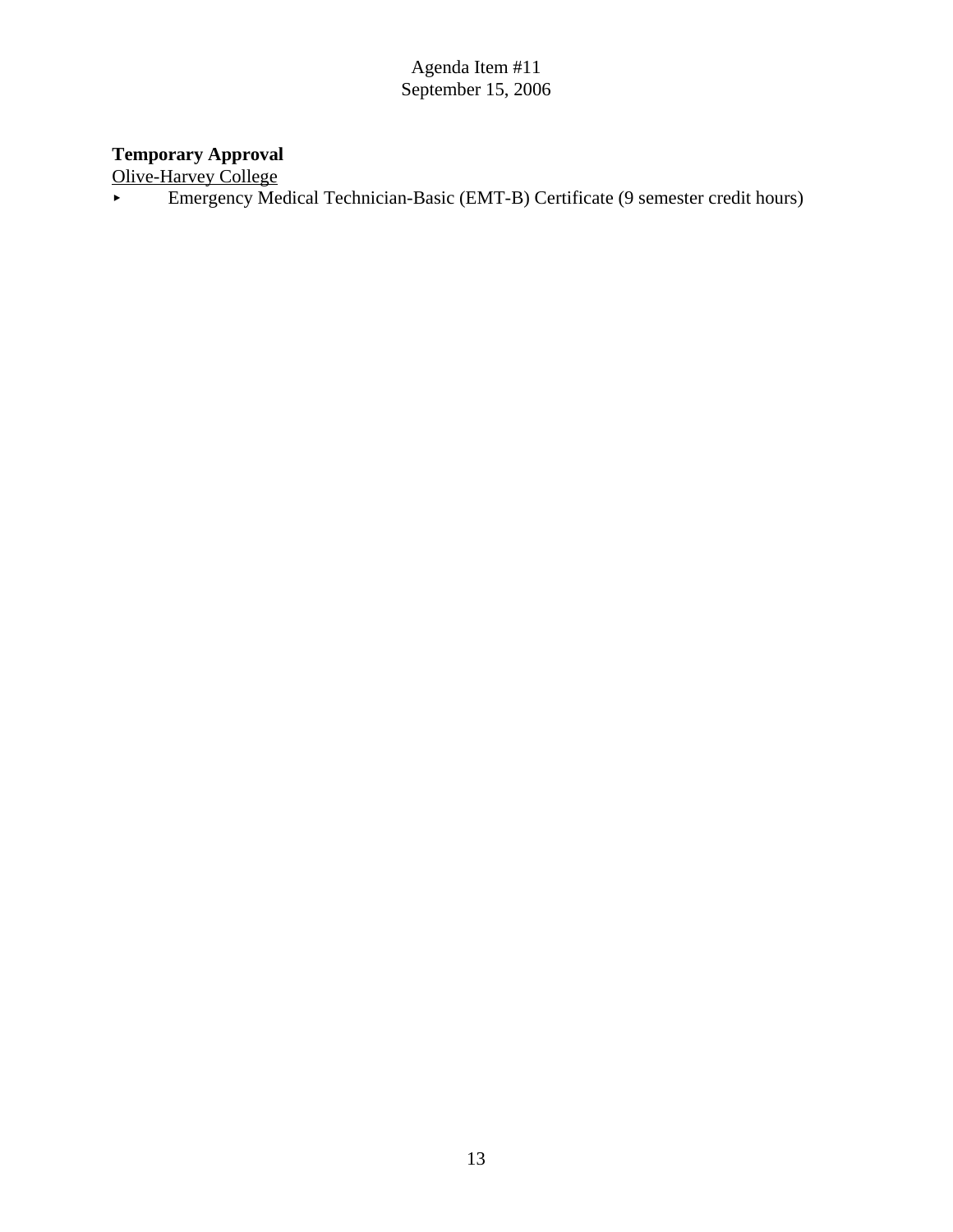**Temporary Approval**

Olive-Harvey College

- Emergency Medical Technician-Basic (EMT-B) Certificate (9 semester credit hours)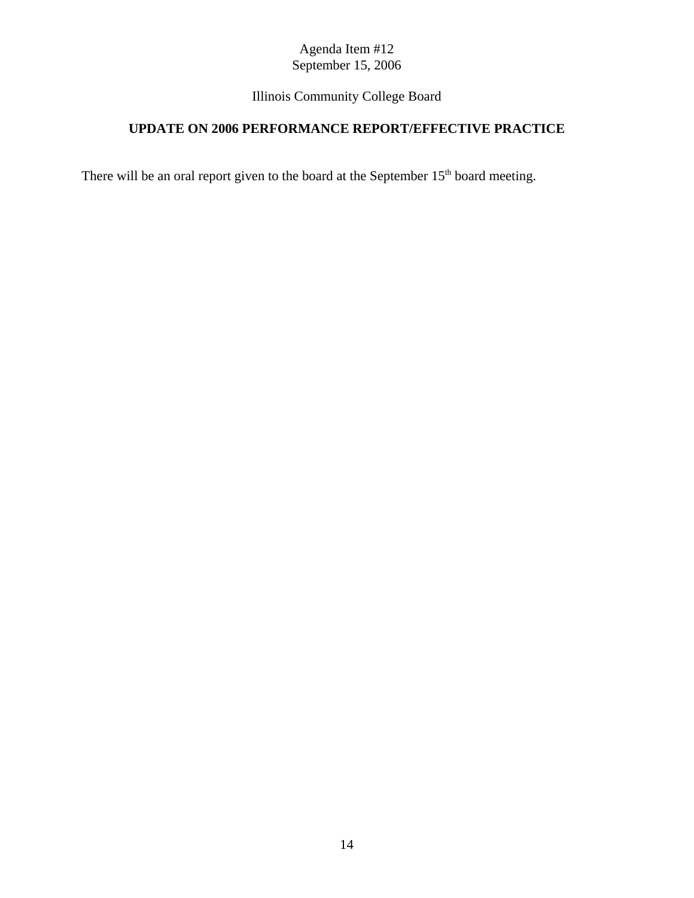Agenda Item #12
September 15, 2006

Illinois Community College Board

## UPDATE ON 2006 PERFORMANCE REPORT/EFFECTIVE PRACTICE

There will be an oral report given to the board at the September 15th board meeting.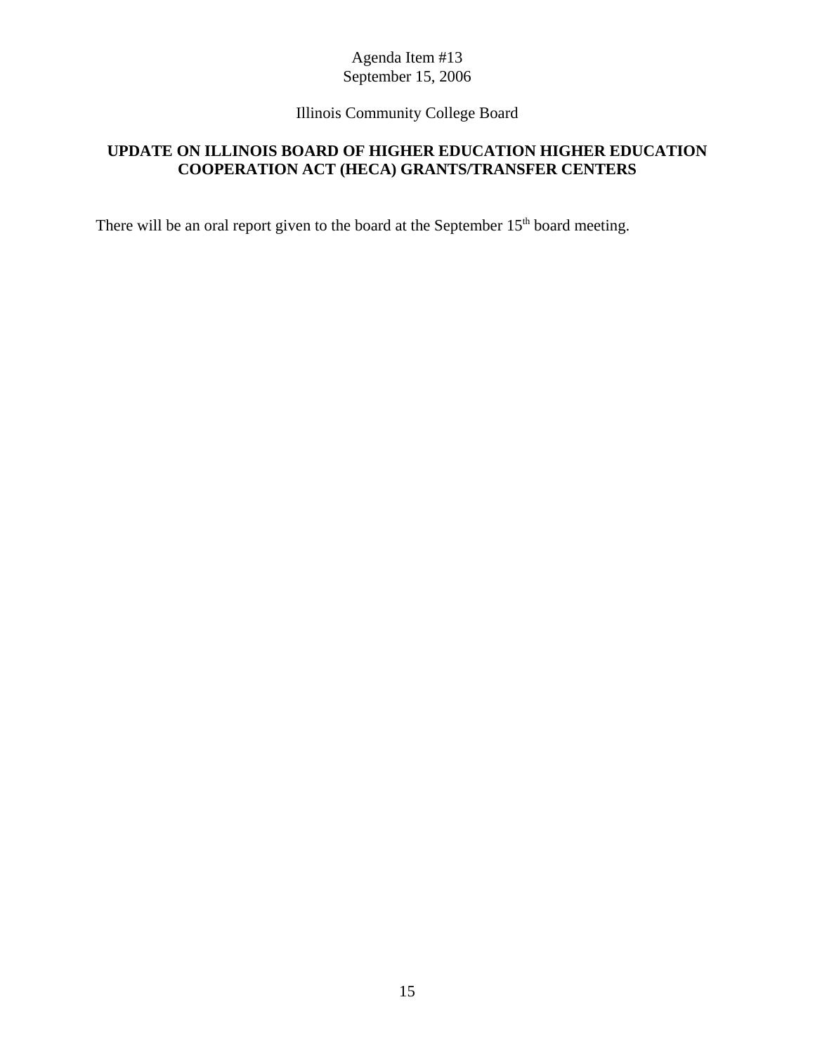Agenda Item #13
September 15, 2006

Illinois Community College Board

**UPDATE ON ILLINOIS BOARD OF HIGHER EDUCATION HIGHER EDUCATION COOPERATION ACT (HECA) GRANTS/TRANSFER CENTERS**

There will be an oral report given to the board at the September 15th board meeting.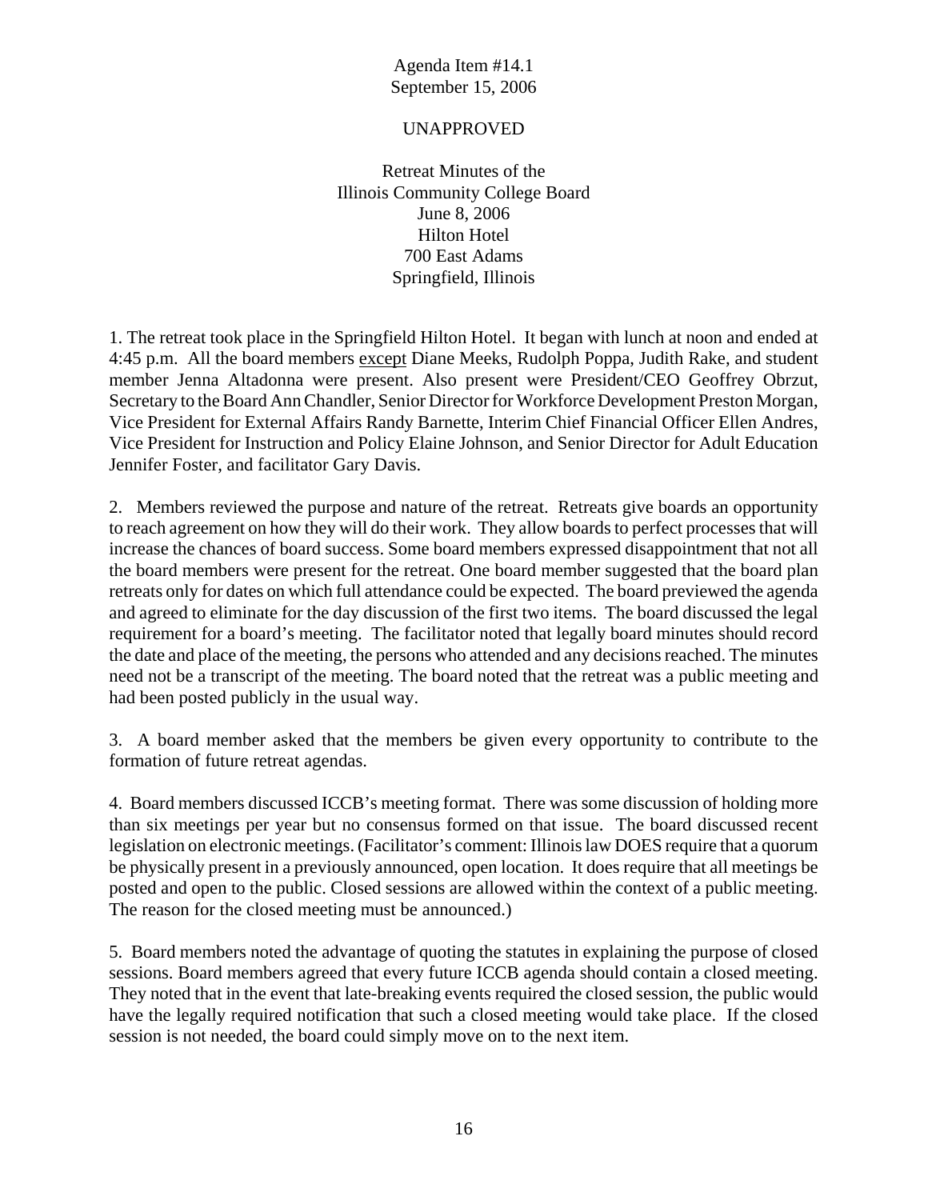Agenda Item #14.1
September 15, 2006

UNAPPROVED

Retreat Minutes of the
Illinois Community College Board
June 8, 2006
Hilton Hotel
700 East Adams
Springfield, Illinois

1. The retreat took place in the Springfield Hilton Hotel. It began with lunch at noon and ended at 4:45 p.m. All the board members except Diane Meeks, Rudolph Poppa, Judith Rake, and student member Jenna Altadonna were present. Also present were President/CEO Geoffrey Obrzut, Secretary to the Board Ann Chandler, Senior Director for Workforce Development Preston Morgan, Vice President for External Affairs Randy Barnette, Interim Chief Financial Officer Ellen Andres, Vice President for Instruction and Policy Elaine Johnson, and Senior Director for Adult Education Jennifer Foster, and facilitator Gary Davis.

2. Members reviewed the purpose and nature of the retreat. Retreats give boards an opportunity to reach agreement on how they will do their work. They allow boards to perfect processes that will increase the chances of board success. Some board members expressed disappointment that not all the board members were present for the retreat. One board member suggested that the board plan retreats only for dates on which full attendance could be expected. The board previewed the agenda and agreed to eliminate for the day discussion of the first two items. The board discussed the legal requirement for a board's meeting. The facilitator noted that legally board minutes should record the date and place of the meeting, the persons who attended and any decisions reached. The minutes need not be a transcript of the meeting. The board noted that the retreat was a public meeting and had been posted publicly in the usual way.

3. A board member asked that the members be given every opportunity to contribute to the formation of future retreat agendas.

4. Board members discussed ICCB's meeting format. There was some discussion of holding more than six meetings per year but no consensus formed on that issue. The board discussed recent legislation on electronic meetings. (Facilitator's comment: Illinois law DOES require that a quorum be physically present in a previously announced, open location. It does require that all meetings be posted and open to the public. Closed sessions are allowed within the context of a public meeting. The reason for the closed meeting must be announced.)

5. Board members noted the advantage of quoting the statutes in explaining the purpose of closed sessions. Board members agreed that every future ICCB agenda should contain a closed meeting. They noted that in the event that late-breaking events required the closed session, the public would have the legally required notification that such a closed meeting would take place. If the closed session is not needed, the board could simply move on to the next item.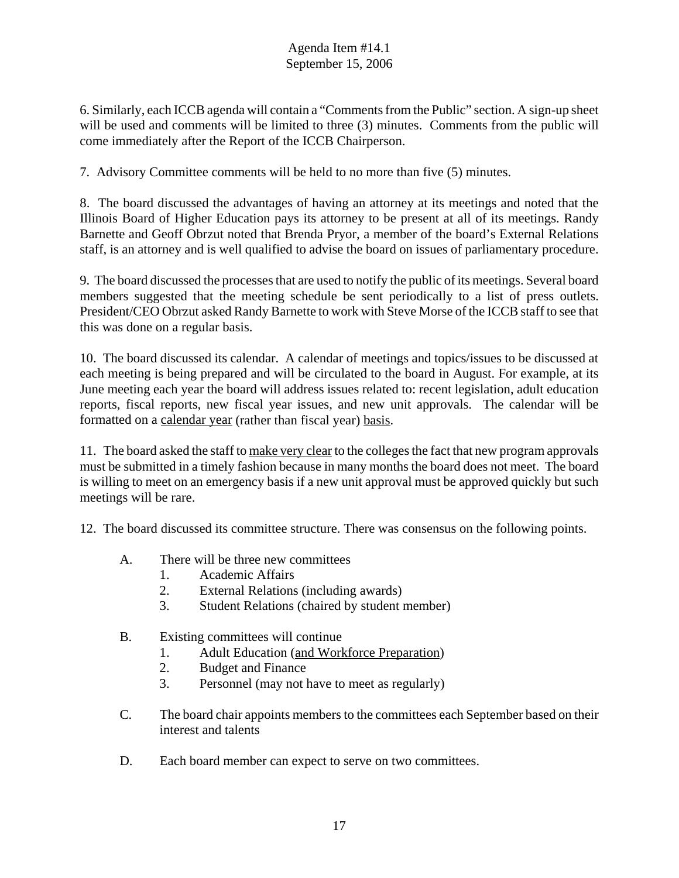6. Similarly, each ICCB agenda will contain a "Comments from the Public" section. A sign-up sheet will be used and comments will be limited to three (3) minutes. Comments from the public will come immediately after the Report of the ICCB Chairperson.

7. Advisory Committee comments will be held to no more than five (5) minutes.

8. The board discussed the advantages of having an attorney at its meetings and noted that the Illinois Board of Higher Education pays its attorney to be present at all of its meetings. Randy Barnette and Geoff Obrzut noted that Brenda Pryor, a member of the board's External Relations staff, is an attorney and is well qualified to advise the board on issues of parliamentary procedure.

9. The board discussed the processes that are used to notify the public of its meetings. Several board members suggested that the meeting schedule be sent periodically to a list of press outlets. President/CEO Obrzut asked Randy Barnette to work with Steve Morse of the ICCB staff to see that this was done on a regular basis.

10. The board discussed its calendar. A calendar of meetings and topics/issues to be discussed at each meeting is being prepared and will be circulated to the board in August. For example, at its June meeting each year the board will address issues related to: recent legislation, adult education reports, fiscal reports, new fiscal year issues, and new unit approvals. The calendar will be formatted on a <u>calendar year</u> (rather than fiscal year) <u>basis</u>.

11. The board asked the staff to <u>make very clear</u> to the colleges the fact that new program approvals must be submitted in a timely fashion because in many months the board does not meet. The board is willing to meet on an emergency basis if a new unit approval must be approved quickly but such meetings will be rare.

12. The board discussed its committee structure. There was consensus on the following points.

A. There will be three new committees
   1. Academic Affairs
   2. External Relations (including awards)
   3. Student Relations (chaired by student member)

B. Existing committees will continue
   1. Adult Education (<u>and Workforce Preparation</u>)
   2. Budget and Finance
   3. Personnel (may not have to meet as regularly)

C. The board chair appoints members to the committees each September based on their interest and talents

D. Each board member can expect to serve on two committees.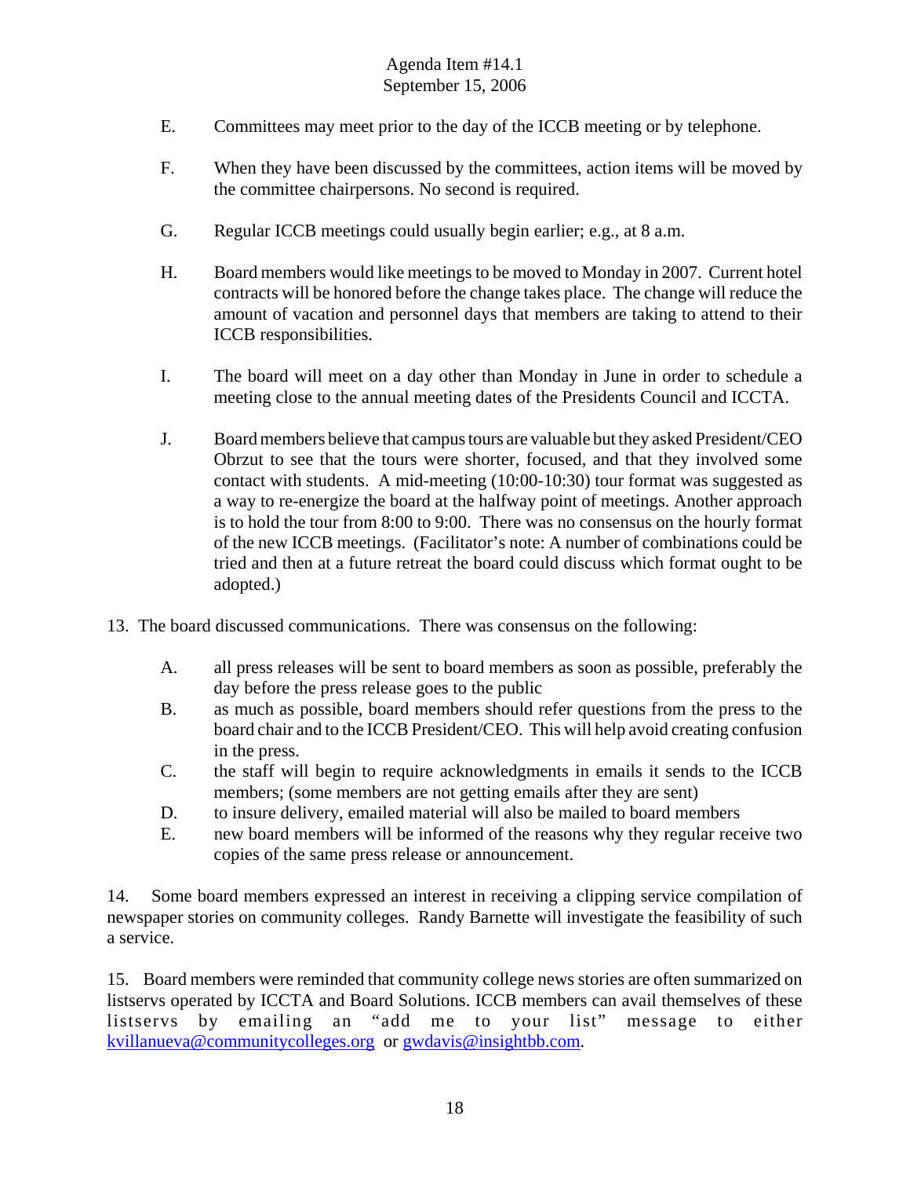E. Committees may meet prior to the day of the ICCB meeting or by telephone.

F. When they have been discussed by the committees, action items will be moved by the committee chairpersons. No second is required.

G. Regular ICCB meetings could usually begin earlier; e.g., at 8 a.m.

H. Board members would like meetings to be moved to Monday in 2007. Current hotel contracts will be honored before the change takes place. The change will reduce the amount of vacation and personnel days that members are taking to attend to their ICCB responsibilities.

I. The board will meet on a day other than Monday in June in order to schedule a meeting close to the annual meeting dates of the Presidents Council and ICCTA.

J. Board members believe that campus tours are valuable but they asked President/CEO Obrzut to see that the tours were shorter, focused, and that they involved some contact with students. A mid-meeting (10:00-10:30) tour format was suggested as a way to re-energize the board at the halfway point of meetings. Another approach is to hold the tour from 8:00 to 9:00. There was no consensus on the hourly format of the new ICCB meetings. (Facilitator's note: A number of combinations could be tried and then at a future retreat the board could discuss which format ought to be adopted.)

13. The board discussed communications. There was consensus on the following:

A. all press releases will be sent to board members as soon as possible, preferably the day before the press release goes to the public
B. as much as possible, board members should refer questions from the press to the board chair and to the ICCB President/CEO. This will help avoid creating confusion in the press.
C. the staff will begin to require acknowledgments in emails it sends to the ICCB members; (some members are not getting emails after they are sent)
D. to insure delivery, emailed material will also be mailed to board members
E. new board members will be informed of the reasons why they regular receive two copies of the same press release or announcement.

14. Some board members expressed an interest in receiving a clipping service compilation of newspaper stories on community colleges. Randy Barnette will investigate the feasibility of such a service.

15. Board members were reminded that community college news stories are often summarized on listservs operated by ICCTA and Board Solutions. ICCB members can avail themselves of these listservs by emailing an "add me to your list" message to either kvillanueva@communitycolleges.org or gwdavis@insightbb.com.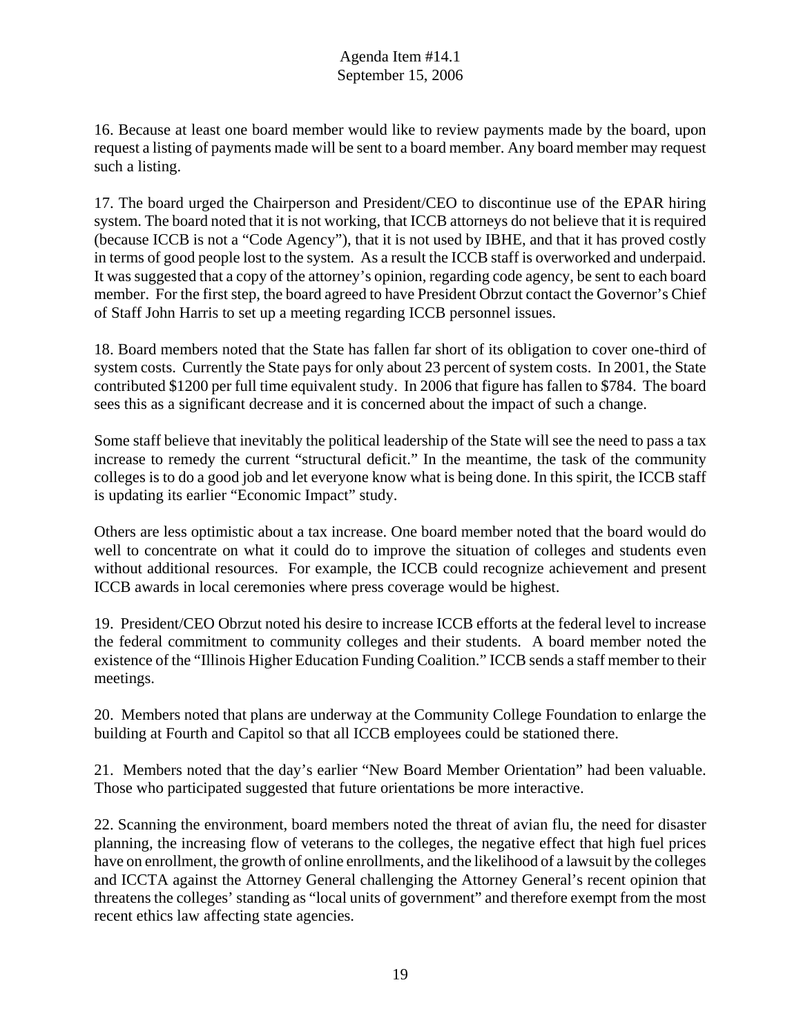16. Because at least one board member would like to review payments made by the board, upon request a listing of payments made will be sent to a board member. Any board member may request such a listing.

17. The board urged the Chairperson and President/CEO to discontinue use of the EPAR hiring system. The board noted that it is not working, that ICCB attorneys do not believe that it is required (because ICCB is not a "Code Agency"), that it is not used by IBHE, and that it has proved costly in terms of good people lost to the system. As a result the ICCB staff is overworked and underpaid. It was suggested that a copy of the attorney's opinion, regarding code agency, be sent to each board member. For the first step, the board agreed to have President Obrzut contact the Governor's Chief of Staff John Harris to set up a meeting regarding ICCB personnel issues.

18. Board members noted that the State has fallen far short of its obligation to cover one-third of system costs. Currently the State pays for only about 23 percent of system costs. In 2001, the State contributed $1200 per full time equivalent study. In 2006 that figure has fallen to $784. The board sees this as a significant decrease and it is concerned about the impact of such a change.

Some staff believe that inevitably the political leadership of the State will see the need to pass a tax increase to remedy the current "structural deficit." In the meantime, the task of the community colleges is to do a good job and let everyone know what is being done. In this spirit, the ICCB staff is updating its earlier "Economic Impact" study.

Others are less optimistic about a tax increase. One board member noted that the board would do well to concentrate on what it could do to improve the situation of colleges and students even without additional resources. For example, the ICCB could recognize achievement and present ICCB awards in local ceremonies where press coverage would be highest.

19. President/CEO Obrzut noted his desire to increase ICCB efforts at the federal level to increase the federal commitment to community colleges and their students. A board member noted the existence of the "Illinois Higher Education Funding Coalition." ICCB sends a staff member to their meetings.

20. Members noted that plans are underway at the Community College Foundation to enlarge the building at Fourth and Capitol so that all ICCB employees could be stationed there.

21. Members noted that the day's earlier "New Board Member Orientation" had been valuable. Those who participated suggested that future orientations be more interactive.

22. Scanning the environment, board members noted the threat of avian flu, the need for disaster planning, the increasing flow of veterans to the colleges, the negative effect that high fuel prices have on enrollment, the growth of online enrollments, and the likelihood of a lawsuit by the colleges and ICCTA against the Attorney General challenging the Attorney General's recent opinion that threatens the colleges' standing as "local units of government" and therefore exempt from the most recent ethics law affecting state agencies.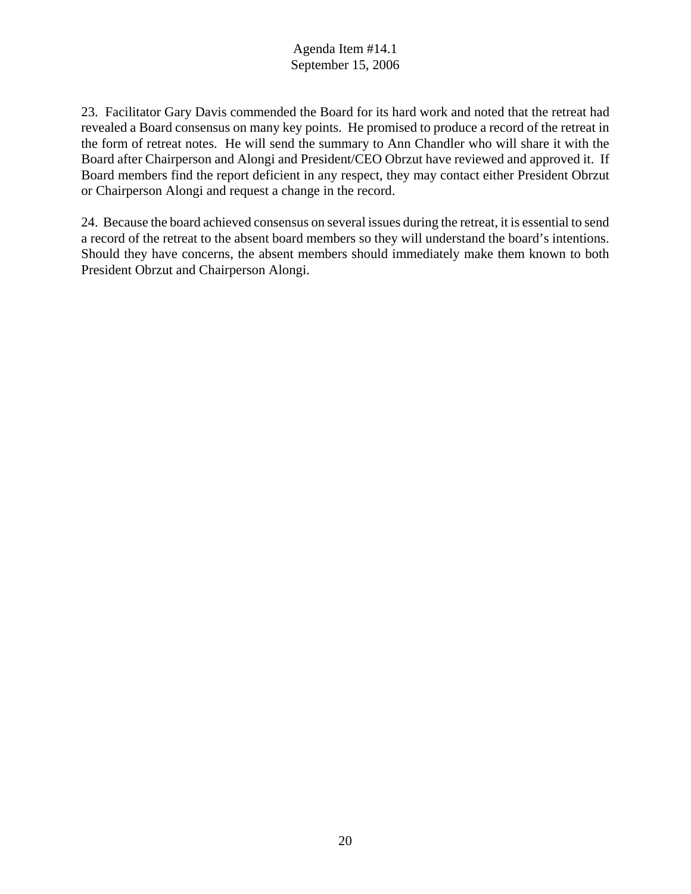23. Facilitator Gary Davis commended the Board for its hard work and noted that the retreat had revealed a Board consensus on many key points. He promised to produce a record of the retreat in the form of retreat notes. He will send the summary to Ann Chandler who will share it with the Board after Chairperson and Alongi and President/CEO Obrzut have reviewed and approved it. If Board members find the report deficient in any respect, they may contact either President Obrzut or Chairperson Alongi and request a change in the record.

24. Because the board achieved consensus on several issues during the retreat, it is essential to send a record of the retreat to the absent board members so they will understand the board's intentions. Should they have concerns, the absent members should immediately make them known to both President Obrzut and Chairperson Alongi.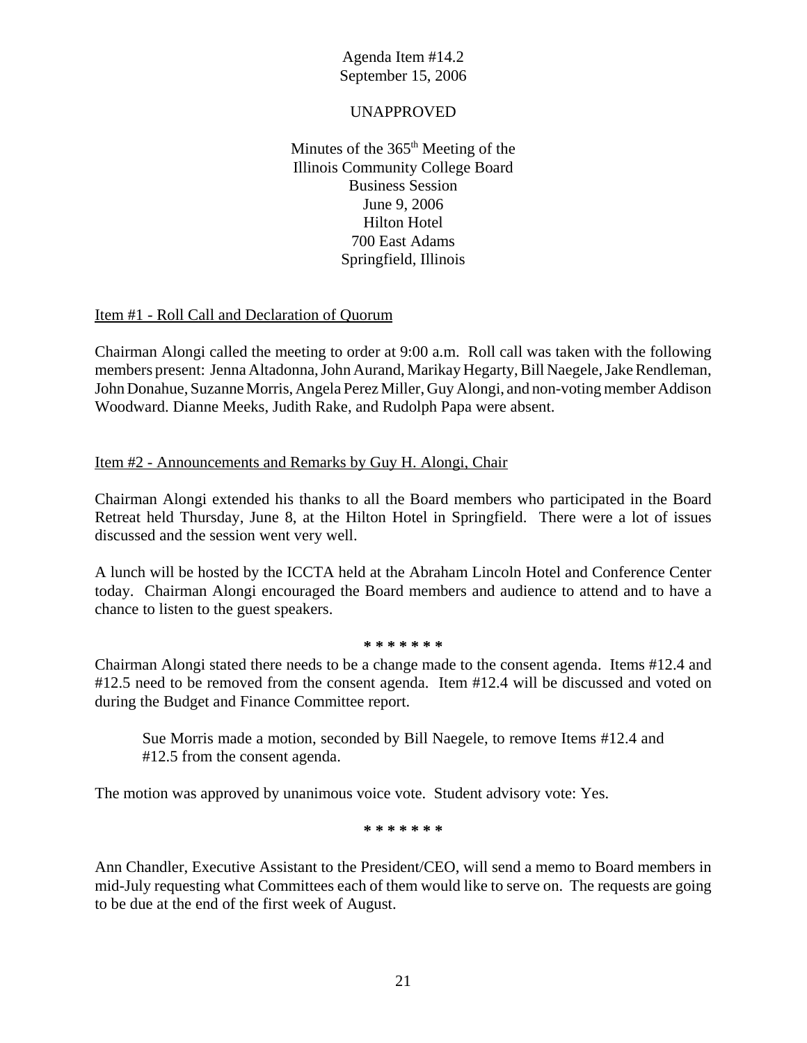Agenda Item #14.2
September 15, 2006

UNAPPROVED

Minutes of the 365th Meeting of the
Illinois Community College Board
Business Session
June 9, 2006
Hilton Hotel
700 East Adams
Springfield, Illinois

Item #1 - Roll Call and Declaration of Quorum

Chairman Alongi called the meeting to order at 9:00 a.m. Roll call was taken with the following members present: Jenna Altadonna, John Aurand, Marikay Hegarty, Bill Naegele, Jake Rendleman, John Donahue, Suzanne Morris, Angela Perez Miller, Guy Alongi, and non-voting member Addison Woodward. Dianne Meeks, Judith Rake, and Rudolph Papa were absent.

Item #2 - Announcements and Remarks by Guy H. Alongi, Chair

Chairman Alongi extended his thanks to all the Board members who participated in the Board Retreat held Thursday, June 8, at the Hilton Hotel in Springfield. There were a lot of issues discussed and the session went very well.

A lunch will be hosted by the ICCTA held at the Abraham Lincoln Hotel and Conference Center today. Chairman Alongi encouraged the Board members and audience to attend and to have a chance to listen to the guest speakers.

\* \* \* \* \* \* \*

Chairman Alongi stated there needs to be a change made to the consent agenda. Items #12.4 and #12.5 need to be removed from the consent agenda. Item #12.4 will be discussed and voted on during the Budget and Finance Committee report.

> Sue Morris made a motion, seconded by Bill Naegele, to remove Items #12.4 and #12.5 from the consent agenda.

The motion was approved by unanimous voice vote. Student advisory vote: Yes.

\* \* \* \* \* \* \*

Ann Chandler, Executive Assistant to the President/CEO, will send a memo to Board members in mid-July requesting what Committees each of them would like to serve on. The requests are going to be due at the end of the first week of August.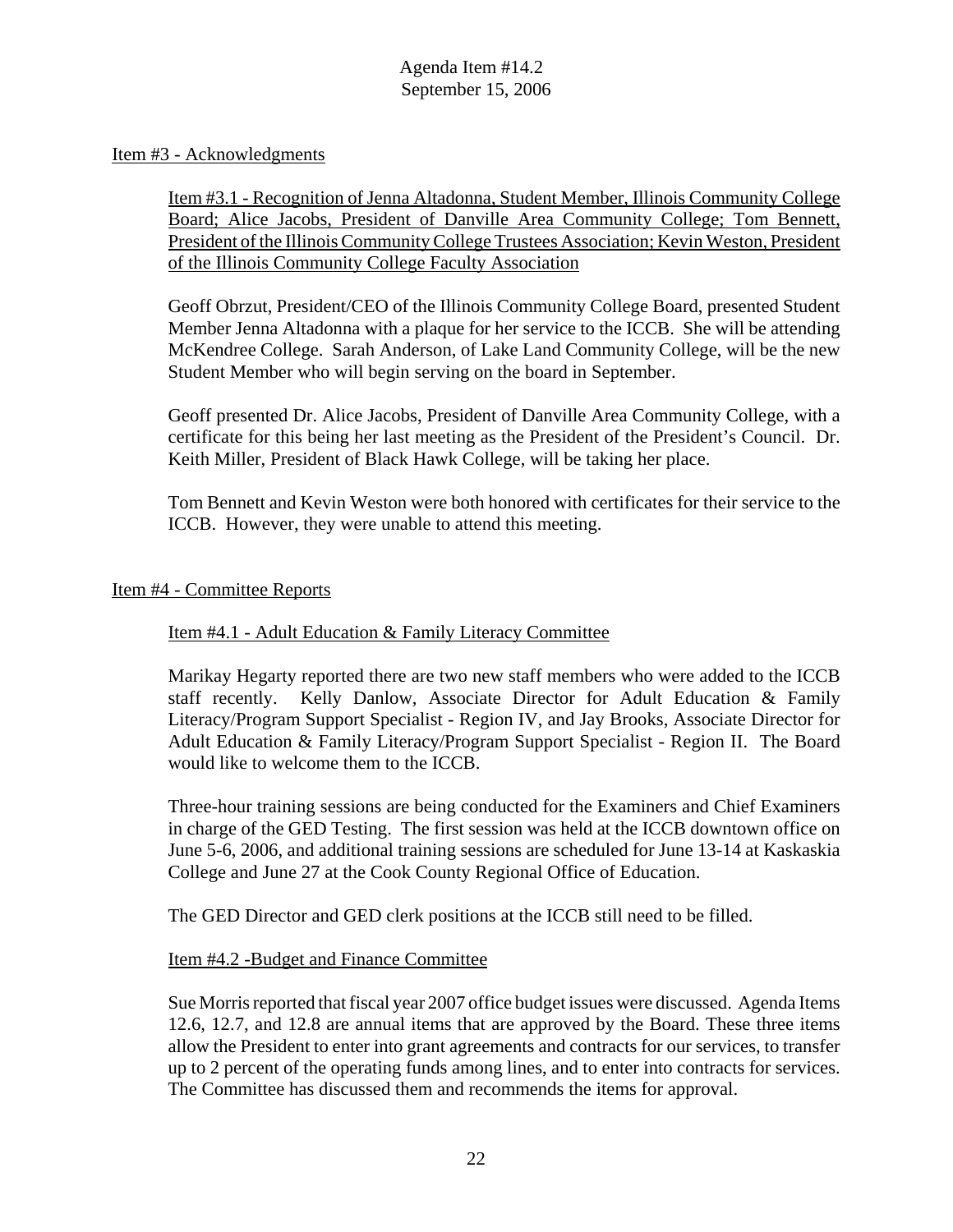## Item #3 - Acknowledgments

### Item #3.1 - Recognition of Jenna Altadonna, Student Member, Illinois Community College Board; Alice Jacobs, President of Danville Area Community College; Tom Bennett, President of the Illinois Community College Trustees Association; Kevin Weston, President of the Illinois Community College Faculty Association

Geoff Obrzut, President/CEO of the Illinois Community College Board, presented Student Member Jenna Altadonna with a plaque for her service to the ICCB. She will be attending McKendree College. Sarah Anderson, of Lake Land Community College, will be the new Student Member who will begin serving on the board in September.

Geoff presented Dr. Alice Jacobs, President of Danville Area Community College, with a certificate for this being her last meeting as the President of the President's Council. Dr. Keith Miller, President of Black Hawk College, will be taking her place.

Tom Bennett and Kevin Weston were both honored with certificates for their service to the ICCB. However, they were unable to attend this meeting.

## Item #4 - Committee Reports

### Item #4.1 - Adult Education & Family Literacy Committee

Marikay Hegarty reported there are two new staff members who were added to the ICCB staff recently. Kelly Danlow, Associate Director for Adult Education & Family Literacy/Program Support Specialist - Region IV, and Jay Brooks, Associate Director for Adult Education & Family Literacy/Program Support Specialist - Region II. The Board would like to welcome them to the ICCB.

Three-hour training sessions are being conducted for the Examiners and Chief Examiners in charge of the GED Testing. The first session was held at the ICCB downtown office on June 5-6, 2006, and additional training sessions are scheduled for June 13-14 at Kaskaskia College and June 27 at the Cook County Regional Office of Education.

The GED Director and GED clerk positions at the ICCB still need to be filled.

### Item #4.2 -Budget and Finance Committee

Sue Morris reported that fiscal year 2007 office budget issues were discussed. Agenda Items 12.6, 12.7, and 12.8 are annual items that are approved by the Board. These three items allow the President to enter into grant agreements and contracts for our services, to transfer up to 2 percent of the operating funds among lines, and to enter into contracts for services. The Committee has discussed them and recommends the items for approval.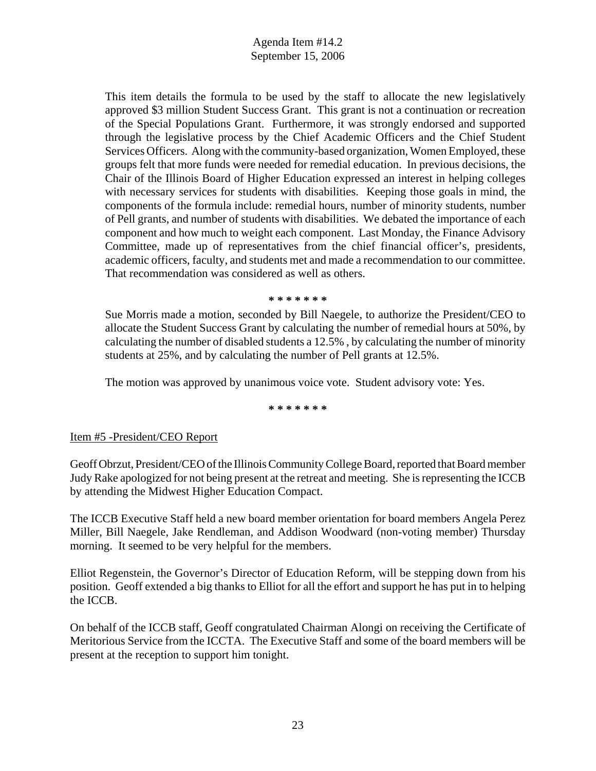Agenda Item #14.2
September 15, 2006

This item details the formula to be used by the staff to allocate the new legislatively approved $3 million Student Success Grant. This grant is not a continuation or recreation of the Special Populations Grant. Furthermore, it was strongly endorsed and supported through the legislative process by the Chief Academic Officers and the Chief Student Services Officers. Along with the community-based organization, Women Employed, these groups felt that more funds were needed for remedial education. In previous decisions, the Chair of the Illinois Board of Higher Education expressed an interest in helping colleges with necessary services for students with disabilities. Keeping those goals in mind, the components of the formula include: remedial hours, number of minority students, number of Pell grants, and number of students with disabilities. We debated the importance of each component and how much to weight each component. Last Monday, the Finance Advisory Committee, made up of representatives from the chief financial officer's, presidents, academic officers, faculty, and students met and made a recommendation to our committee. That recommendation was considered as well as others.

\* \* \* \* \* \* \*

Sue Morris made a motion, seconded by Bill Naegele, to authorize the President/CEO to allocate the Student Success Grant by calculating the number of remedial hours at 50%, by calculating the number of disabled students a 12.5% , by calculating the number of minority students at 25%, and by calculating the number of Pell grants at 12.5%.

The motion was approved by unanimous voice vote. Student advisory vote: Yes.

\* \* \* \* \* \* \*

Item #5 -President/CEO Report

Geoff Obrzut, President/CEO of the Illinois Community College Board, reported that Board member Judy Rake apologized for not being present at the retreat and meeting. She is representing the ICCB by attending the Midwest Higher Education Compact.

The ICCB Executive Staff held a new board member orientation for board members Angela Perez Miller, Bill Naegele, Jake Rendleman, and Addison Woodward (non-voting member) Thursday morning. It seemed to be very helpful for the members.

Elliot Regenstein, the Governor's Director of Education Reform, will be stepping down from his position. Geoff extended a big thanks to Elliot for all the effort and support he has put in to helping the ICCB.

On behalf of the ICCB staff, Geoff congratulated Chairman Alongi on receiving the Certificate of Meritorious Service from the ICCTA. The Executive Staff and some of the board members will be present at the reception to support him tonight.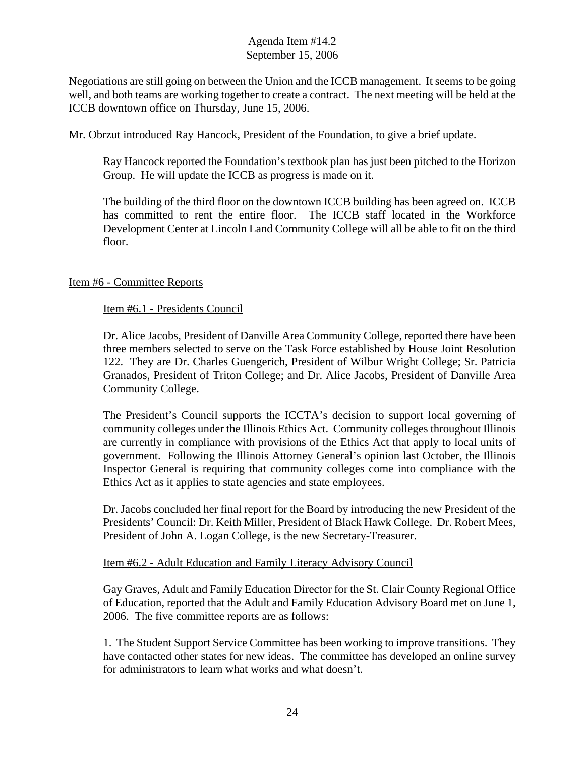Negotiations are still going on between the Union and the ICCB management. It seems to be going well, and both teams are working together to create a contract. The next meeting will be held at the ICCB downtown office on Thursday, June 15, 2006.

Mr. Obrzut introduced Ray Hancock, President of the Foundation, to give a brief update.

> Ray Hancock reported the Foundation's textbook plan has just been pitched to the Horizon Group. He will update the ICCB as progress is made on it.
>
> The building of the third floor on the downtown ICCB building has been agreed on. ICCB has committed to rent the entire floor. The ICCB staff located in the Workforce Development Center at Lincoln Land Community College will all be able to fit on the third floor.

## Item #6 - Committee Reports

### Item #6.1 - Presidents Council

Dr. Alice Jacobs, President of Danville Area Community College, reported there have been three members selected to serve on the Task Force established by House Joint Resolution 122. They are Dr. Charles Guengerich, President of Wilbur Wright College; Sr. Patricia Granados, President of Triton College; and Dr. Alice Jacobs, President of Danville Area Community College.

The President's Council supports the ICCTA's decision to support local governing of community colleges under the Illinois Ethics Act. Community colleges throughout Illinois are currently in compliance with provisions of the Ethics Act that apply to local units of government. Following the Illinois Attorney General's opinion last October, the Illinois Inspector General is requiring that community colleges come into compliance with the Ethics Act as it applies to state agencies and state employees.

Dr. Jacobs concluded her final report for the Board by introducing the new President of the Presidents' Council: Dr. Keith Miller, President of Black Hawk College. Dr. Robert Mees, President of John A. Logan College, is the new Secretary-Treasurer.

### Item #6.2 - Adult Education and Family Literacy Advisory Council

Gay Graves, Adult and Family Education Director for the St. Clair County Regional Office of Education, reported that the Adult and Family Education Advisory Board met on June 1, 2006. The five committee reports are as follows:

1. The Student Support Service Committee has been working to improve transitions. They have contacted other states for new ideas. The committee has developed an online survey for administrators to learn what works and what doesn't.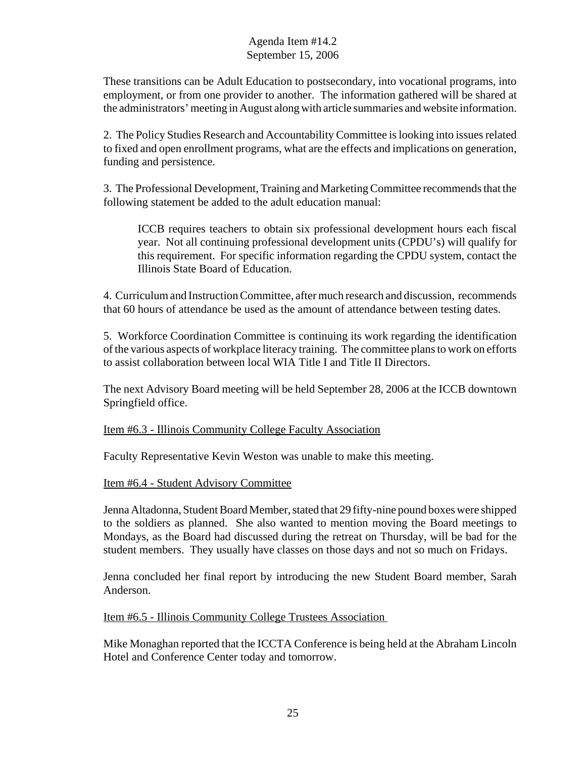These transitions can be Adult Education to postsecondary, into vocational programs, into employment, or from one provider to another. The information gathered will be shared at the administrators' meeting in August along with article summaries and website information.

2. The Policy Studies Research and Accountability Committee is looking into issues related to fixed and open enrollment programs, what are the effects and implications on generation, funding and persistence.

3. The Professional Development, Training and Marketing Committee recommends that the following statement be added to the adult education manual:

> ICCB requires teachers to obtain six professional development hours each fiscal year. Not all continuing professional development units (CPDU's) will qualify for this requirement. For specific information regarding the CPDU system, contact the Illinois State Board of Education.

4. Curriculum and Instruction Committee, after much research and discussion, recommends that 60 hours of attendance be used as the amount of attendance between testing dates.

5. Workforce Coordination Committee is continuing its work regarding the identification of the various aspects of workplace literacy training. The committee plans to work on efforts to assist collaboration between local WIA Title I and Title II Directors.

The next Advisory Board meeting will be held September 28, 2006 at the ICCB downtown Springfield office.

Item #6.3 - Illinois Community College Faculty Association

Faculty Representative Kevin Weston was unable to make this meeting.

Item #6.4 - Student Advisory Committee

Jenna Altadonna, Student Board Member, stated that 29 fifty-nine pound boxes were shipped to the soldiers as planned. She also wanted to mention moving the Board meetings to Mondays, as the Board had discussed during the retreat on Thursday, will be bad for the student members. They usually have classes on those days and not so much on Fridays.

Jenna concluded her final report by introducing the new Student Board member, Sarah Anderson.

Item #6.5 - Illinois Community College Trustees Association

Mike Monaghan reported that the ICCTA Conference is being held at the Abraham Lincoln Hotel and Conference Center today and tomorrow.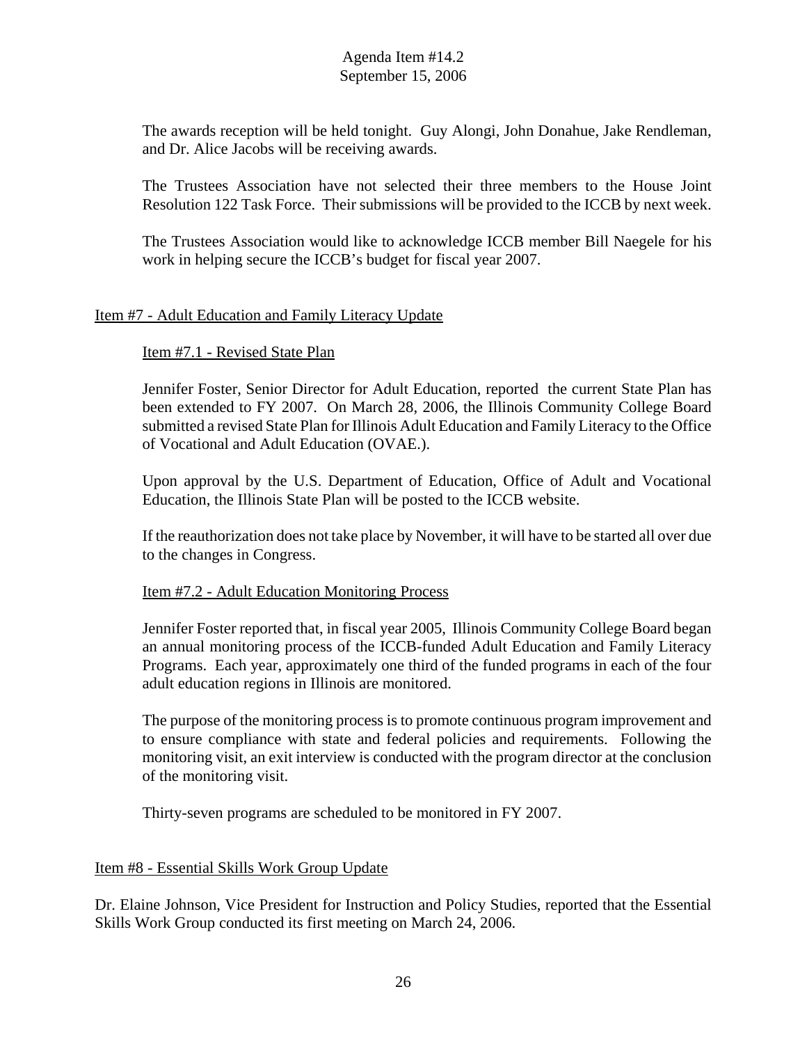The awards reception will be held tonight. Guy Alongi, John Donahue, Jake Rendleman, and Dr. Alice Jacobs will be receiving awards.

The Trustees Association have not selected their three members to the House Joint Resolution 122 Task Force. Their submissions will be provided to the ICCB by next week.

The Trustees Association would like to acknowledge ICCB member Bill Naegele for his work in helping secure the ICCB's budget for fiscal year 2007.

## Item #7 - Adult Education and Family Literacy Update

### Item #7.1 - Revised State Plan

Jennifer Foster, Senior Director for Adult Education, reported the current State Plan has been extended to FY 2007. On March 28, 2006, the Illinois Community College Board submitted a revised State Plan for Illinois Adult Education and Family Literacy to the Office of Vocational and Adult Education (OVAE.).

Upon approval by the U.S. Department of Education, Office of Adult and Vocational Education, the Illinois State Plan will be posted to the ICCB website.

If the reauthorization does not take place by November, it will have to be started all over due to the changes in Congress.

### Item #7.2 - Adult Education Monitoring Process

Jennifer Foster reported that, in fiscal year 2005, Illinois Community College Board began an annual monitoring process of the ICCB-funded Adult Education and Family Literacy Programs. Each year, approximately one third of the funded programs in each of the four adult education regions in Illinois are monitored.

The purpose of the monitoring process is to promote continuous program improvement and to ensure compliance with state and federal policies and requirements. Following the monitoring visit, an exit interview is conducted with the program director at the conclusion of the monitoring visit.

Thirty-seven programs are scheduled to be monitored in FY 2007.

## Item #8 - Essential Skills Work Group Update

Dr. Elaine Johnson, Vice President for Instruction and Policy Studies, reported that the Essential Skills Work Group conducted its first meeting on March 24, 2006.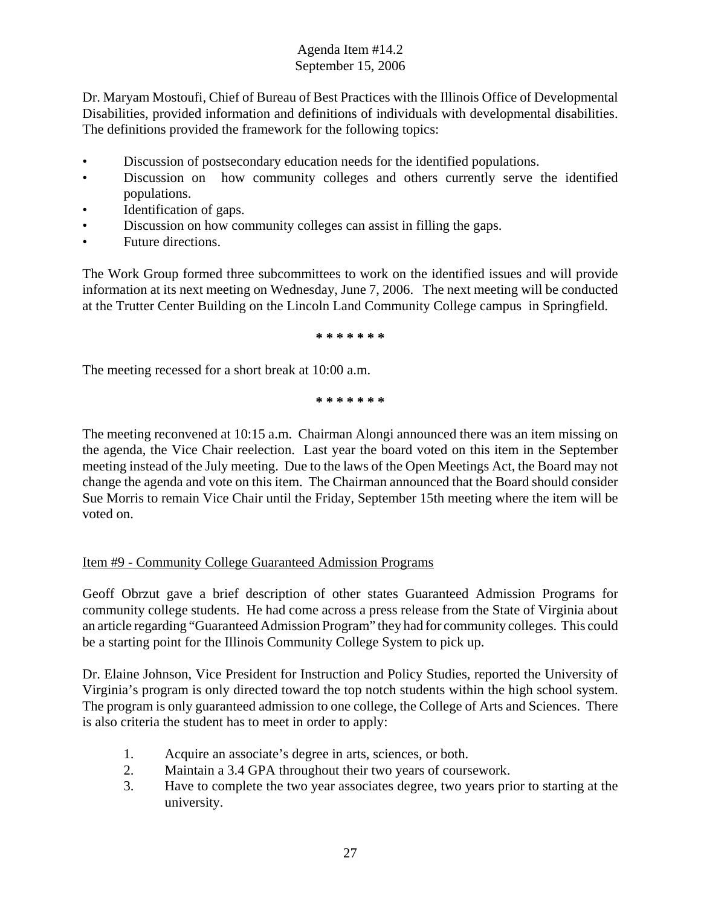Dr. Maryam Mostoufi, Chief of Bureau of Best Practices with the Illinois Office of Developmental Disabilities, provided information and definitions of individuals with developmental disabilities. The definitions provided the framework for the following topics:

- Discussion of postsecondary education needs for the identified populations.
- Discussion on how community colleges and others currently serve the identified populations.
- Identification of gaps.
- Discussion on how community colleges can assist in filling the gaps.
- Future directions.

The Work Group formed three subcommittees to work on the identified issues and will provide information at its next meeting on Wednesday, June 7, 2006. The next meeting will be conducted at the Trutter Center Building on the Lincoln Land Community College campus in Springfield.

**\* \* \* \* \* \* \***

The meeting recessed for a short break at 10:00 a.m.

**\* \* \* \* \* \* \***

The meeting reconvened at 10:15 a.m. Chairman Alongi announced there was an item missing on the agenda, the Vice Chair reelection. Last year the board voted on this item in the September meeting instead of the July meeting. Due to the laws of the Open Meetings Act, the Board may not change the agenda and vote on this item. The Chairman announced that the Board should consider Sue Morris to remain Vice Chair until the Friday, September 15th meeting where the item will be voted on.

<u>Item #9 - Community College Guaranteed Admission Programs</u>

Geoff Obrzut gave a brief description of other states Guaranteed Admission Programs for community college students. He had come across a press release from the State of Virginia about an article regarding "Guaranteed Admission Program" they had for community colleges. This could be a starting point for the Illinois Community College System to pick up.

Dr. Elaine Johnson, Vice President for Instruction and Policy Studies, reported the University of Virginia's program is only directed toward the top notch students within the high school system. The program is only guaranteed admission to one college, the College of Arts and Sciences. There is also criteria the student has to meet in order to apply:

1. Acquire an associate's degree in arts, sciences, or both.
2. Maintain a 3.4 GPA throughout their two years of coursework.
3. Have to complete the two year associates degree, two years prior to starting at the university.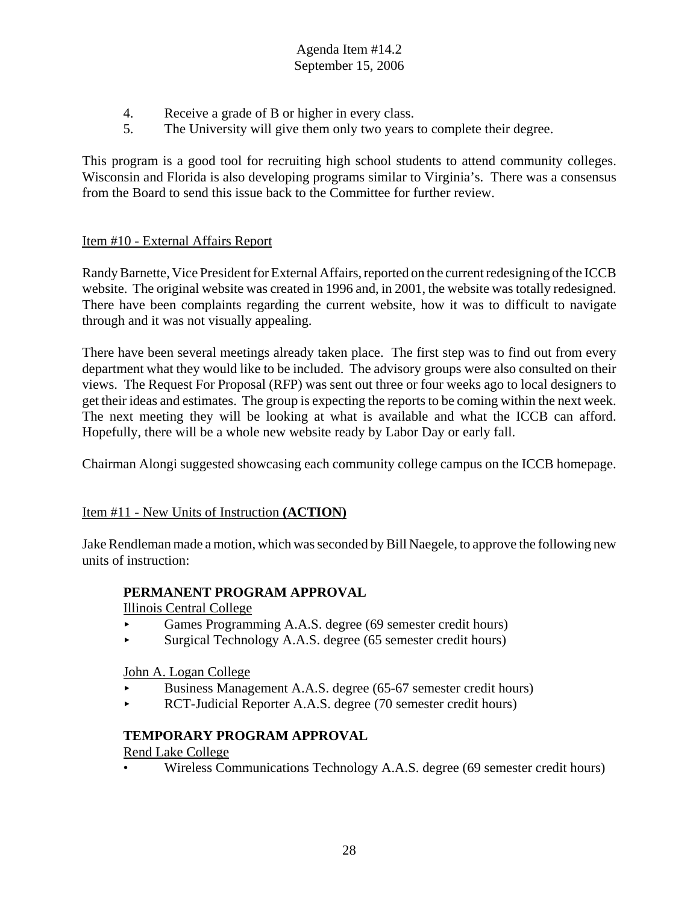4. Receive a grade of B or higher in every class.
5. The University will give them only two years to complete their degree.

This program is a good tool for recruiting high school students to attend community colleges. Wisconsin and Florida is also developing programs similar to Virginia's. There was a consensus from the Board to send this issue back to the Committee for further review.

Item #10 - External Affairs Report

Randy Barnette, Vice President for External Affairs, reported on the current redesigning of the ICCB website. The original website was created in 1996 and, in 2001, the website was totally redesigned. There have been complaints regarding the current website, how it was to difficult to navigate through and it was not visually appealing.

There have been several meetings already taken place. The first step was to find out from every department what they would like to be included. The advisory groups were also consulted on their views. The Request For Proposal (RFP) was sent out three or four weeks ago to local designers to get their ideas and estimates. The group is expecting the reports to be coming within the next week. The next meeting they will be looking at what is available and what the ICCB can afford. Hopefully, there will be a whole new website ready by Labor Day or early fall.

Chairman Alongi suggested showcasing each community college campus on the ICCB homepage.

Item #11 - New Units of Instruction **(ACTION)**

Jake Rendleman made a motion, which was seconded by Bill Naegele, to approve the following new units of instruction:

**PERMANENT PROGRAM APPROVAL**

Illinois Central College

- Games Programming A.A.S. degree (69 semester credit hours)
- Surgical Technology A.A.S. degree (65 semester credit hours)

John A. Logan College

- Business Management A.A.S. degree (65-67 semester credit hours)
- RCT-Judicial Reporter A.A.S. degree (70 semester credit hours)

**TEMPORARY PROGRAM APPROVAL**

Rend Lake College

- Wireless Communications Technology A.A.S. degree (69 semester credit hours)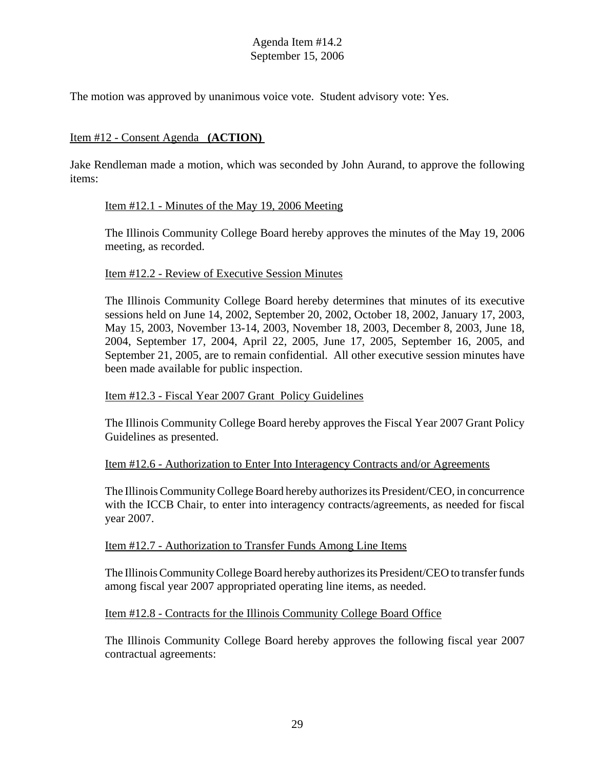The motion was approved by unanimous voice vote. Student advisory vote: Yes.

## Item #12 - Consent Agenda **(ACTION)**

Jake Rendleman made a motion, which was seconded by John Aurand, to approve the following items:

### Item #12.1 - Minutes of the May 19, 2006 Meeting

The Illinois Community College Board hereby approves the minutes of the May 19, 2006 meeting, as recorded.

### Item #12.2 - Review of Executive Session Minutes

The Illinois Community College Board hereby determines that minutes of its executive sessions held on June 14, 2002, September 20, 2002, October 18, 2002, January 17, 2003, May 15, 2003, November 13-14, 2003, November 18, 2003, December 8, 2003, June 18, 2004, September 17, 2004, April 22, 2005, June 17, 2005, September 16, 2005, and September 21, 2005, are to remain confidential. All other executive session minutes have been made available for public inspection.

### Item #12.3 - Fiscal Year 2007 Grant Policy Guidelines

The Illinois Community College Board hereby approves the Fiscal Year 2007 Grant Policy Guidelines as presented.

### Item #12.6 - Authorization to Enter Into Interagency Contracts and/or Agreements

The Illinois Community College Board hereby authorizes its President/CEO, in concurrence with the ICCB Chair, to enter into interagency contracts/agreements, as needed for fiscal year 2007.

### Item #12.7 - Authorization to Transfer Funds Among Line Items

The Illinois Community College Board hereby authorizes its President/CEO to transfer funds among fiscal year 2007 appropriated operating line items, as needed.

### Item #12.8 - Contracts for the Illinois Community College Board Office

The Illinois Community College Board hereby approves the following fiscal year 2007 contractual agreements: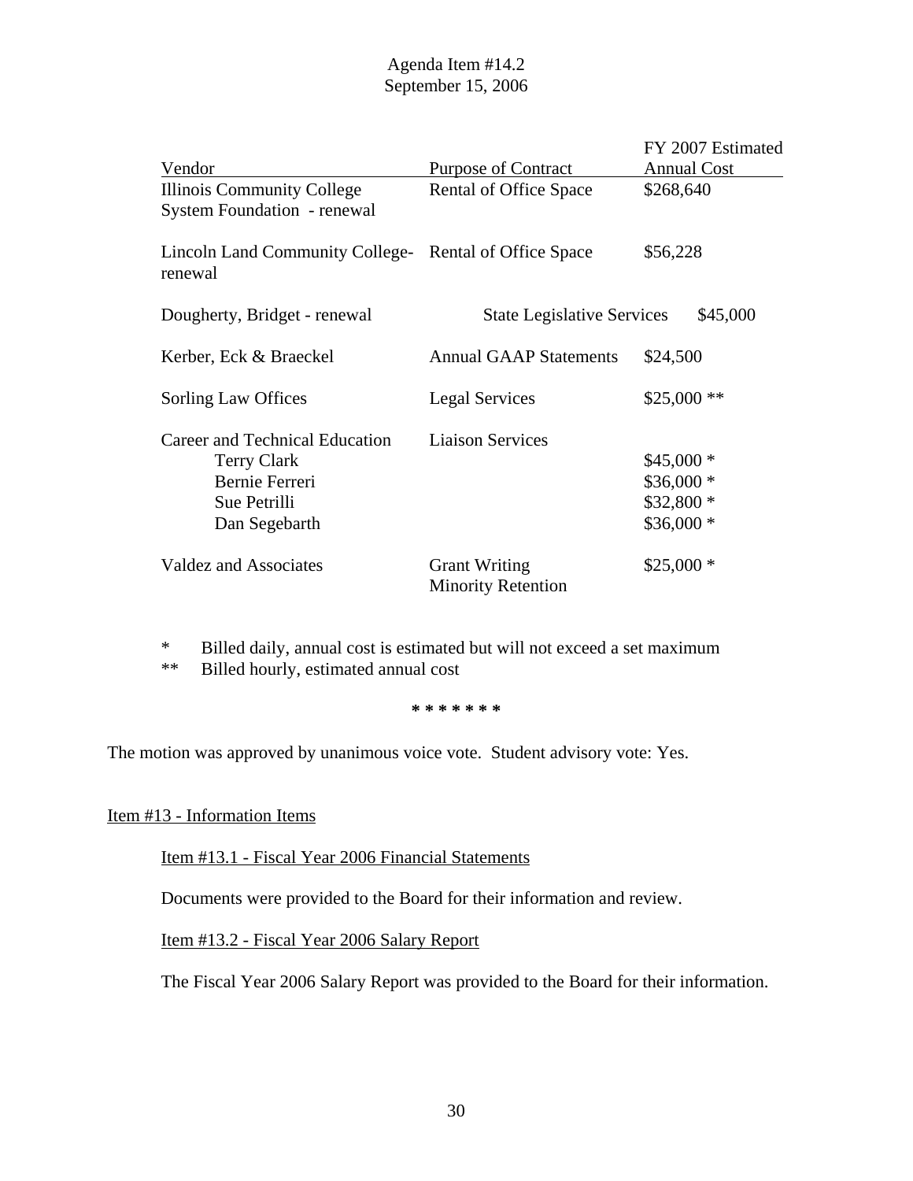Agenda Item #14.2
September 15, 2006

| Vendor | Purpose of Contract | FY 2007 Estimated Annual Cost |
|---|---|---|
| Illinois Community College System Foundation - renewal | Rental of Office Space | $268,640 |
| Lincoln Land Community College- renewal | Rental of Office Space | $56,228 |
| Dougherty, Bridget - renewal | State Legislative Services | $45,000 |
| Kerber, Eck & Braeckel | Annual GAAP Statements | $24,500 |
| Sorling Law Offices | Legal Services | $25,000 ** |
| Career and Technical Education | Liaison Services | |
| Terry Clark | | $45,000 * |
| Bernie Ferreri | | $36,000 * |
| Sue Petrilli | | $32,800 * |
| Dan Segebarth | | $36,000 * |
| Valdez and Associates | Grant Writing Minority Retention | $25,000 * |

\* Billed daily, annual cost is estimated but will not exceed a set maximum
\** Billed hourly, estimated annual cost

**\* \* \* \* \* \* \***

The motion was approved by unanimous voice vote. Student advisory vote: Yes.

<u>Item #13 - Information Items</u>

<u>Item #13.1 - Fiscal Year 2006 Financial Statements</u>

Documents were provided to the Board for their information and review.

<u>Item #13.2 - Fiscal Year 2006 Salary Report</u>

The Fiscal Year 2006 Salary Report was provided to the Board for their information.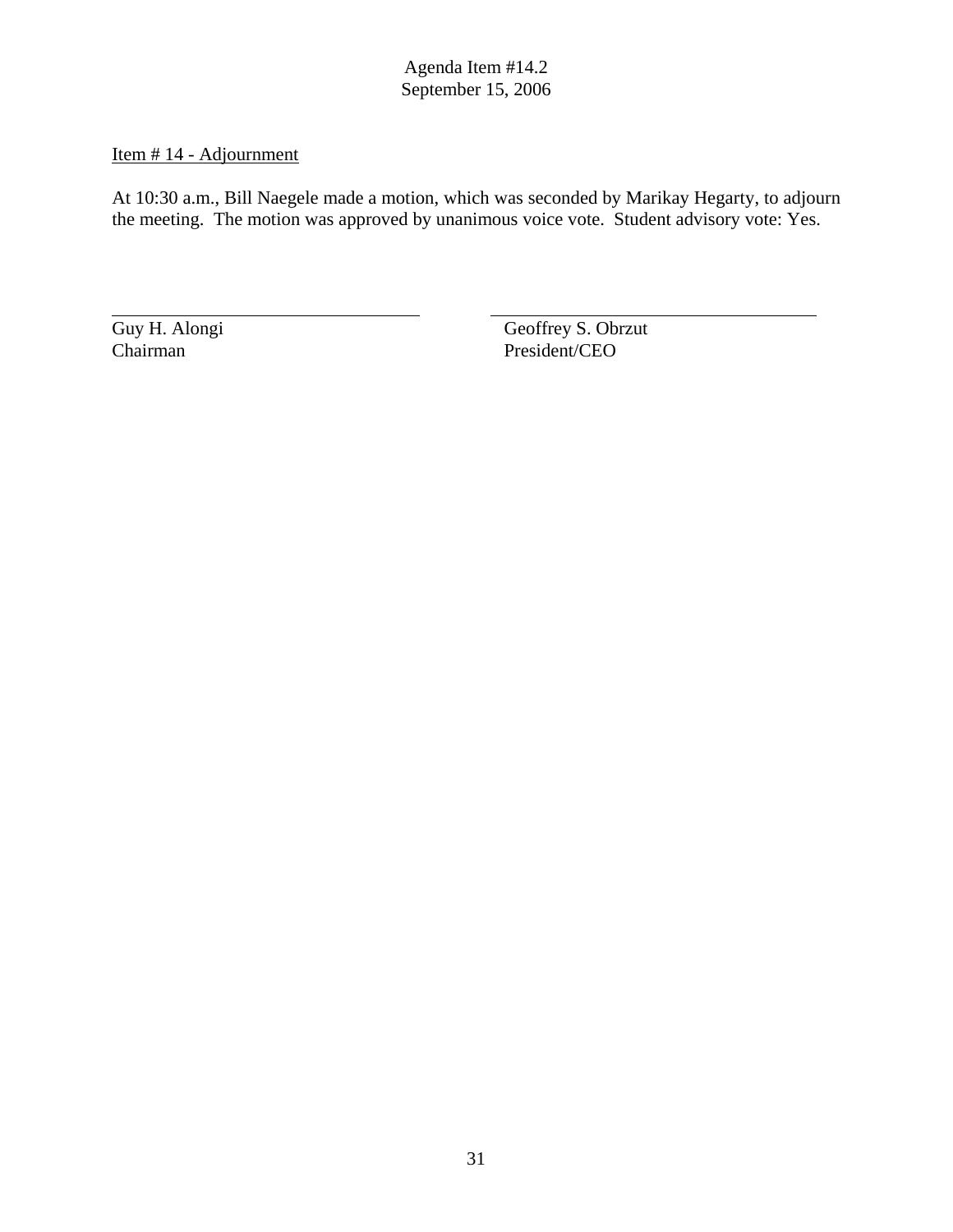Agenda Item #14.2
September 15, 2006

<u>Item # 14 - Adjournment</u>

At 10:30 a.m., Bill Naegele made a motion, which was seconded by Marikay Hegarty, to adjourn the meeting. The motion was approved by unanimous voice vote. Student advisory vote: Yes.

| _______________________ | _______________________ |
|---|---|
| Guy H. Alongi | Geoffrey S. Obrzut |
| Chairman | President/CEO |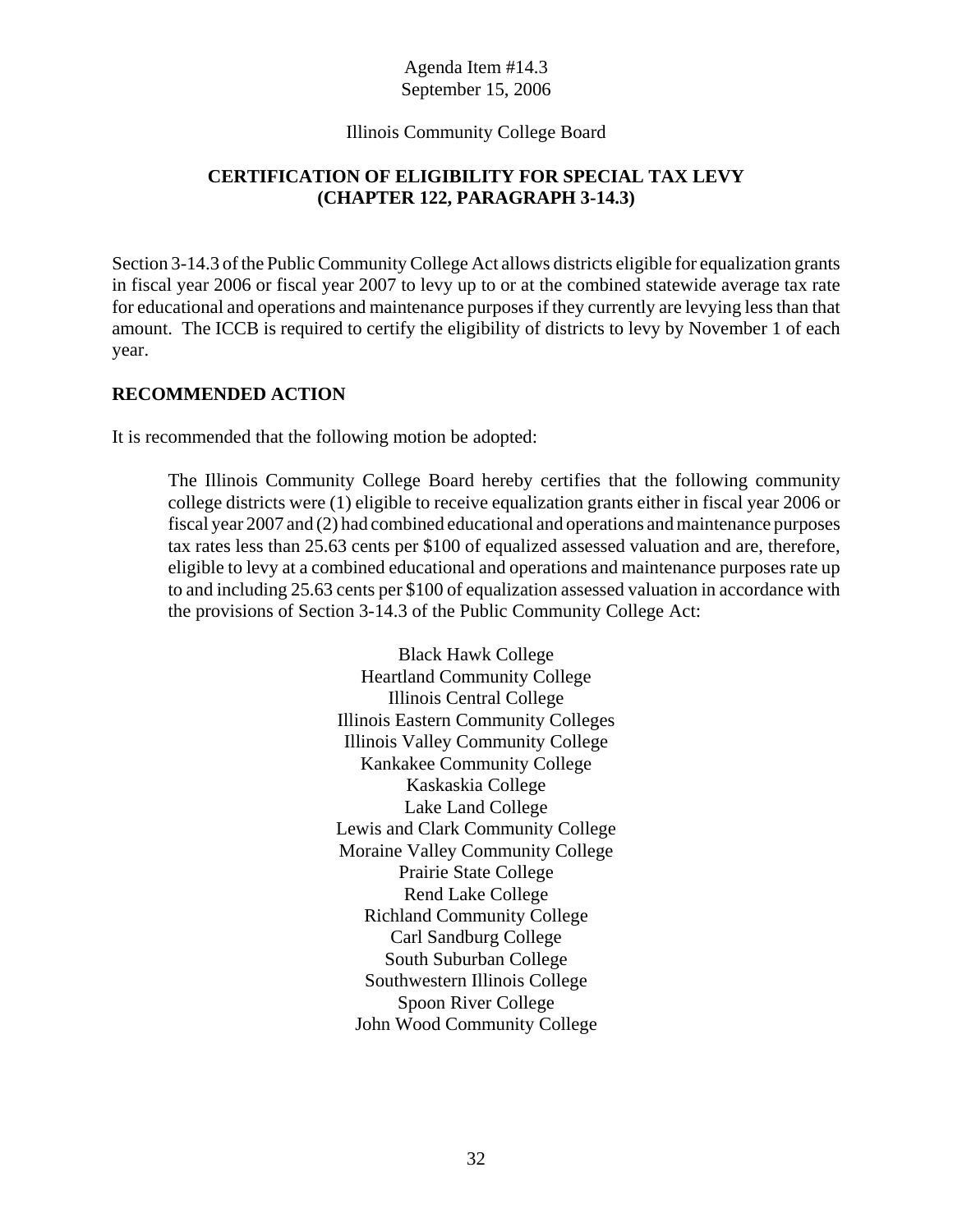Agenda Item #14.3
September 15, 2006

Illinois Community College Board

## CERTIFICATION OF ELIGIBILITY FOR SPECIAL TAX LEVY (CHAPTER 122, PARAGRAPH 3-14.3)

Section 3-14.3 of the Public Community College Act allows districts eligible for equalization grants in fiscal year 2006 or fiscal year 2007 to levy up to or at the combined statewide average tax rate for educational and operations and maintenance purposes if they currently are levying less than that amount. The ICCB is required to certify the eligibility of districts to levy by November 1 of each year.

### RECOMMENDED ACTION

It is recommended that the following motion be adopted:

> The Illinois Community College Board hereby certifies that the following community college districts were (1) eligible to receive equalization grants either in fiscal year 2006 or fiscal year 2007 and (2) had combined educational and operations and maintenance purposes tax rates less than 25.63 cents per $100 of equalized assessed valuation and are, therefore, eligible to levy at a combined educational and operations and maintenance purposes rate up to and including 25.63 cents per $100 of equalization assessed valuation in accordance with the provisions of Section 3-14.3 of the Public Community College Act:
>
> Black Hawk College
> Heartland Community College
> Illinois Central College
> Illinois Eastern Community Colleges
> Illinois Valley Community College
> Kankakee Community College
> Kaskaskia College
> Lake Land College
> Lewis and Clark Community College
> Moraine Valley Community College
> Prairie State College
> Rend Lake College
> Richland Community College
> Carl Sandburg College
> South Suburban College
> Southwestern Illinois College
> Spoon River College
> John Wood Community College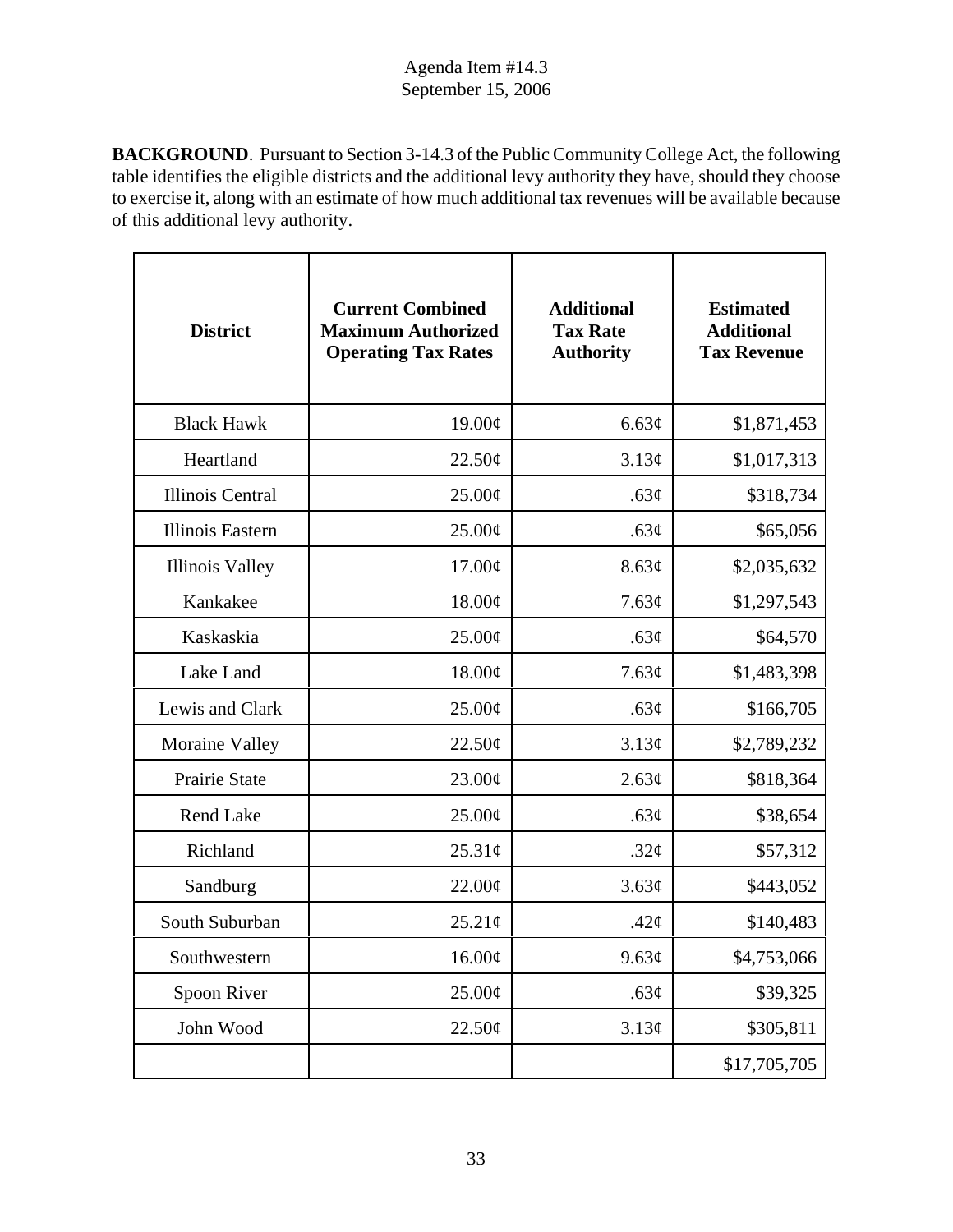Agenda Item #14.3
September 15, 2006

**BACKGROUND**. Pursuant to Section 3-14.3 of the Public Community College Act, the following table identifies the eligible districts and the additional levy authority they have, should they choose to exercise it, along with an estimate of how much additional tax revenues will be available because of this additional levy authority.

| District | Current Combined Maximum Authorized Operating Tax Rates | Additional Tax Rate Authority | Estimated Additional Tax Revenue |
|---|---|---|---|
| Black Hawk | 19.00¢ | 6.63¢ | $1,871,453 |
| Heartland | 22.50¢ | 3.13¢ | $1,017,313 |
| Illinois Central | 25.00¢ | .63¢ | $318,734 |
| Illinois Eastern | 25.00¢ | .63¢ | $65,056 |
| Illinois Valley | 17.00¢ | 8.63¢ | $2,035,632 |
| Kankakee | 18.00¢ | 7.63¢ | $1,297,543 |
| Kaskaskia | 25.00¢ | .63¢ | $64,570 |
| Lake Land | 18.00¢ | 7.63¢ | $1,483,398 |
| Lewis and Clark | 25.00¢ | .63¢ | $166,705 |
| Moraine Valley | 22.50¢ | 3.13¢ | $2,789,232 |
| Prairie State | 23.00¢ | 2.63¢ | $818,364 |
| Rend Lake | 25.00¢ | .63¢ | $38,654 |
| Richland | 25.31¢ | .32¢ | $57,312 |
| Sandburg | 22.00¢ | 3.63¢ | $443,052 |
| South Suburban | 25.21¢ | .42¢ | $140,483 |
| Southwestern | 16.00¢ | 9.63¢ | $4,753,066 |
| Spoon River | 25.00¢ | .63¢ | $39,325 |
| John Wood | 22.50¢ | 3.13¢ | $305,811 |
| | | | $17,705,705 |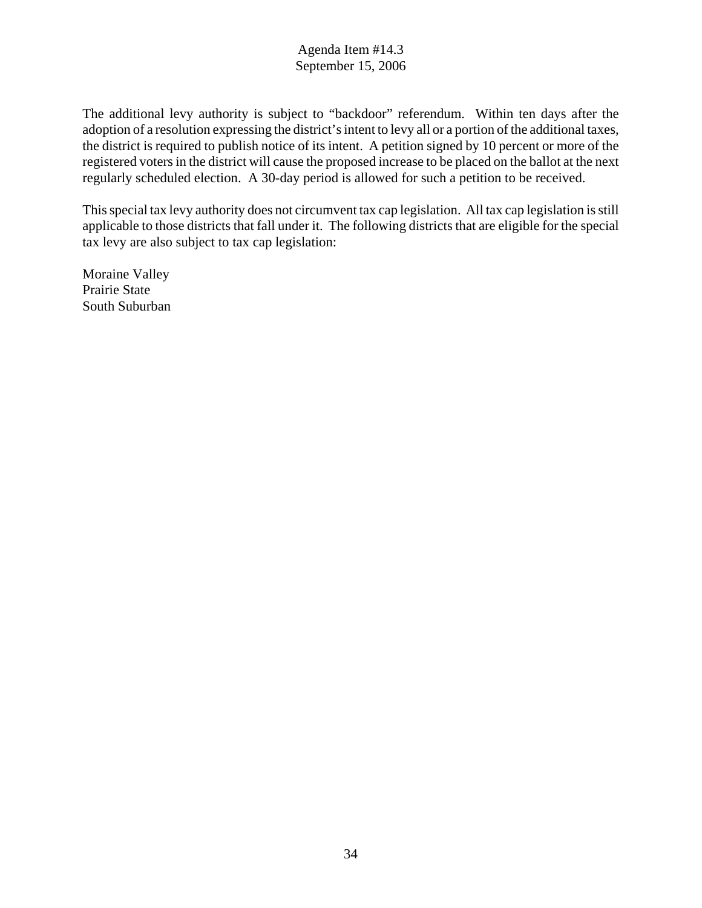The additional levy authority is subject to "backdoor" referendum. Within ten days after the adoption of a resolution expressing the district's intent to levy all or a portion of the additional taxes, the district is required to publish notice of its intent. A petition signed by 10 percent or more of the registered voters in the district will cause the proposed increase to be placed on the ballot at the next regularly scheduled election. A 30-day period is allowed for such a petition to be received.

This special tax levy authority does not circumvent tax cap legislation. All tax cap legislation is still applicable to those districts that fall under it. The following districts that are eligible for the special tax levy are also subject to tax cap legislation:

Moraine Valley
Prairie State
South Suburban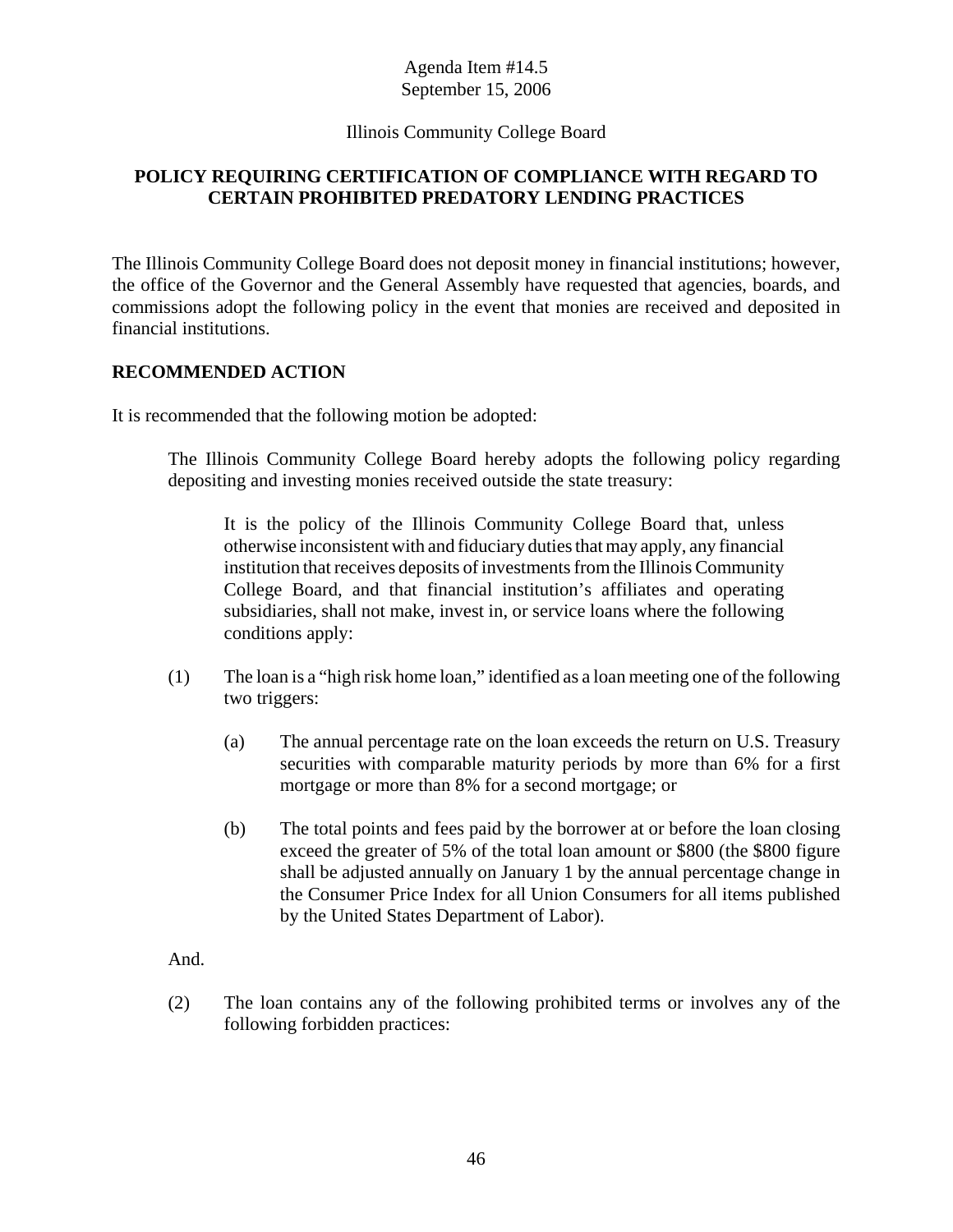Agenda Item #14.5
September 15, 2006

Illinois Community College Board

## POLICY REQUIRING CERTIFICATION OF COMPLIANCE WITH REGARD TO CERTAIN PROHIBITED PREDATORY LENDING PRACTICES

The Illinois Community College Board does not deposit money in financial institutions; however, the office of the Governor and the General Assembly have requested that agencies, boards, and commissions adopt the following policy in the event that monies are received and deposited in financial institutions.

### RECOMMENDED ACTION

It is recommended that the following motion be adopted:

> The Illinois Community College Board hereby adopts the following policy regarding depositing and investing monies received outside the state treasury:
>
> > It is the policy of the Illinois Community College Board that, unless otherwise inconsistent with and fiduciary duties that may apply, any financial institution that receives deposits of investments from the Illinois Community College Board, and that financial institution's affiliates and operating subsidiaries, shall not make, invest in, or service loans where the following conditions apply:
>
> (1) The loan is a "high risk home loan," identified as a loan meeting one of the following two triggers:
>
> (a) The annual percentage rate on the loan exceeds the return on U.S. Treasury securities with comparable maturity periods by more than 6% for a first mortgage or more than 8% for a second mortgage; or
>
> (b) The total points and fees paid by the borrower at or before the loan closing exceed the greater of 5% of the total loan amount or $800 (the $800 figure shall be adjusted annually on January 1 by the annual percentage change in the Consumer Price Index for all Union Consumers for all items published by the United States Department of Labor).
>
> And.
>
> (2) The loan contains any of the following prohibited terms or involves any of the following forbidden practices: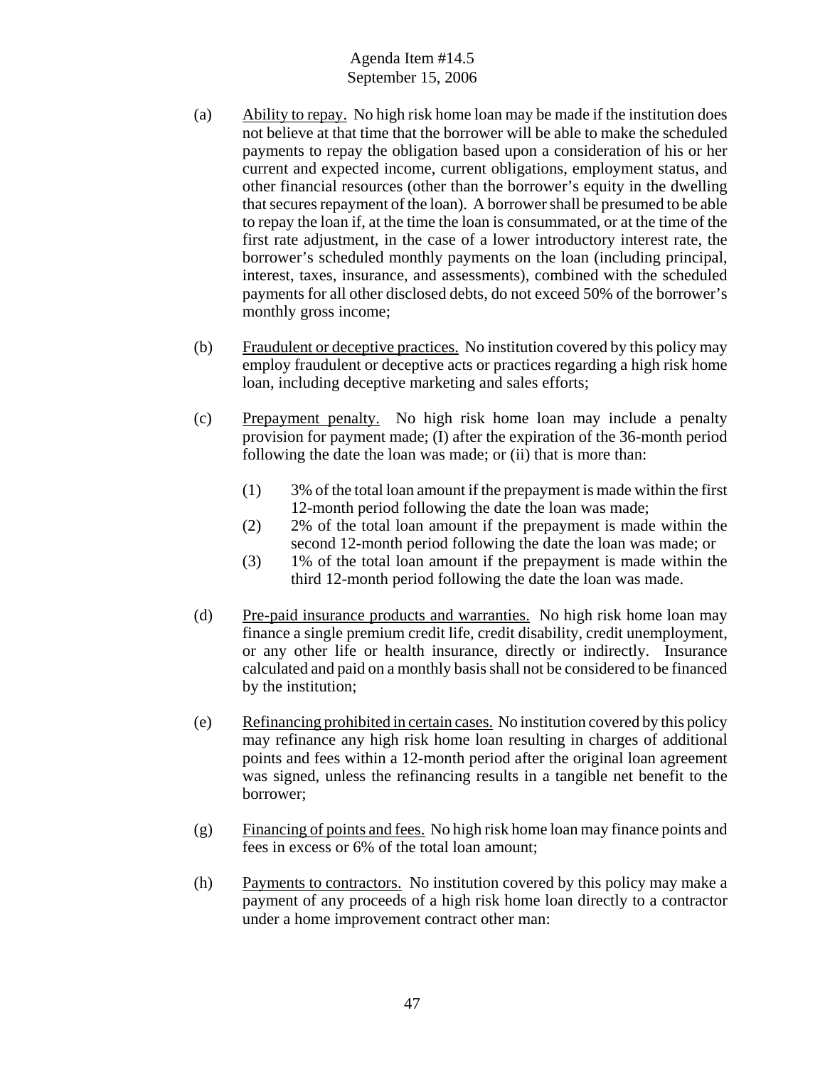(a) Ability to repay. No high risk home loan may be made if the institution does not believe at that time that the borrower will be able to make the scheduled payments to repay the obligation based upon a consideration of his or her current and expected income, current obligations, employment status, and other financial resources (other than the borrower's equity in the dwelling that secures repayment of the loan). A borrower shall be presumed to be able to repay the loan if, at the time the loan is consummated, or at the time of the first rate adjustment, in the case of a lower introductory interest rate, the borrower's scheduled monthly payments on the loan (including principal, interest, taxes, insurance, and assessments), combined with the scheduled payments for all other disclosed debts, do not exceed 50% of the borrower's monthly gross income;

(b) Fraudulent or deceptive practices. No institution covered by this policy may employ fraudulent or deceptive acts or practices regarding a high risk home loan, including deceptive marketing and sales efforts;

(c) Prepayment penalty. No high risk home loan may include a penalty provision for payment made; (I) after the expiration of the 36-month period following the date the loan was made; or (ii) that is more than:

(1) 3% of the total loan amount if the prepayment is made within the first 12-month period following the date the loan was made;
(2) 2% of the total loan amount if the prepayment is made within the second 12-month period following the date the loan was made; or
(3) 1% of the total loan amount if the prepayment is made within the third 12-month period following the date the loan was made.

(d) Pre-paid insurance products and warranties. No high risk home loan may finance a single premium credit life, credit disability, credit unemployment, or any other life or health insurance, directly or indirectly. Insurance calculated and paid on a monthly basis shall not be considered to be financed by the institution;

(e) Refinancing prohibited in certain cases. No institution covered by this policy may refinance any high risk home loan resulting in charges of additional points and fees within a 12-month period after the original loan agreement was signed, unless the refinancing results in a tangible net benefit to the borrower;

(g) Financing of points and fees. No high risk home loan may finance points and fees in excess or 6% of the total loan amount;

(h) Payments to contractors. No institution covered by this policy may make a payment of any proceeds of a high risk home loan directly to a contractor under a home improvement contract other man: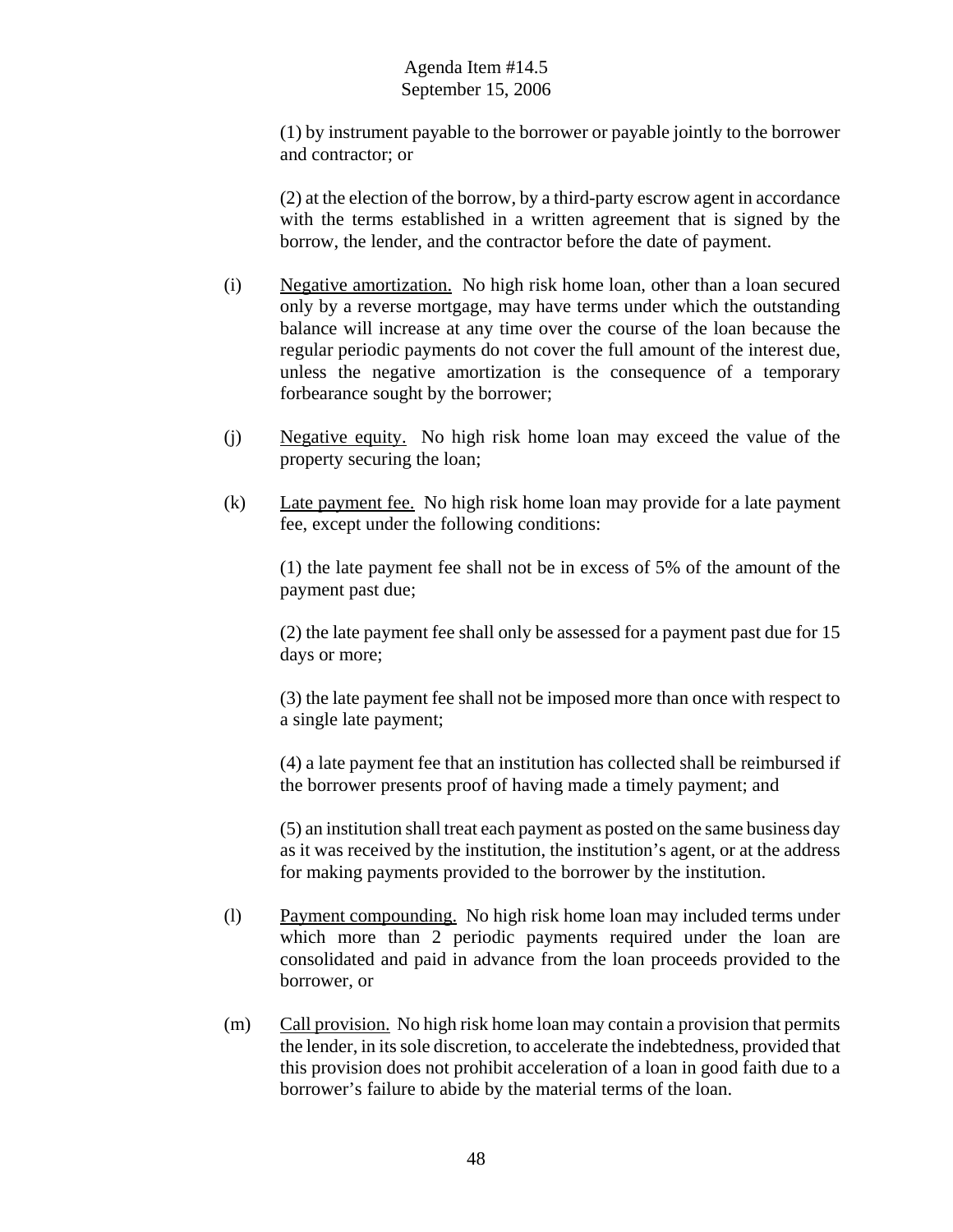(1) by instrument payable to the borrower or payable jointly to the borrower and contractor; or

(2) at the election of the borrow, by a third-party escrow agent in accordance with the terms established in a written agreement that is signed by the borrow, the lender, and the contractor before the date of payment.

(i) Negative amortization. No high risk home loan, other than a loan secured only by a reverse mortgage, may have terms under which the outstanding balance will increase at any time over the course of the loan because the regular periodic payments do not cover the full amount of the interest due, unless the negative amortization is the consequence of a temporary forbearance sought by the borrower;

(j) Negative equity. No high risk home loan may exceed the value of the property securing the loan;

(k) Late payment fee. No high risk home loan may provide for a late payment fee, except under the following conditions:

(1) the late payment fee shall not be in excess of 5% of the amount of the payment past due;

(2) the late payment fee shall only be assessed for a payment past due for 15 days or more;

(3) the late payment fee shall not be imposed more than once with respect to a single late payment;

(4) a late payment fee that an institution has collected shall be reimbursed if the borrower presents proof of having made a timely payment; and

(5) an institution shall treat each payment as posted on the same business day as it was received by the institution, the institution's agent, or at the address for making payments provided to the borrower by the institution.

(l) Payment compounding. No high risk home loan may included terms under which more than 2 periodic payments required under the loan are consolidated and paid in advance from the loan proceeds provided to the borrower, or

(m) Call provision. No high risk home loan may contain a provision that permits the lender, in its sole discretion, to accelerate the indebtedness, provided that this provision does not prohibit acceleration of a loan in good faith due to a borrower's failure to abide by the material terms of the loan.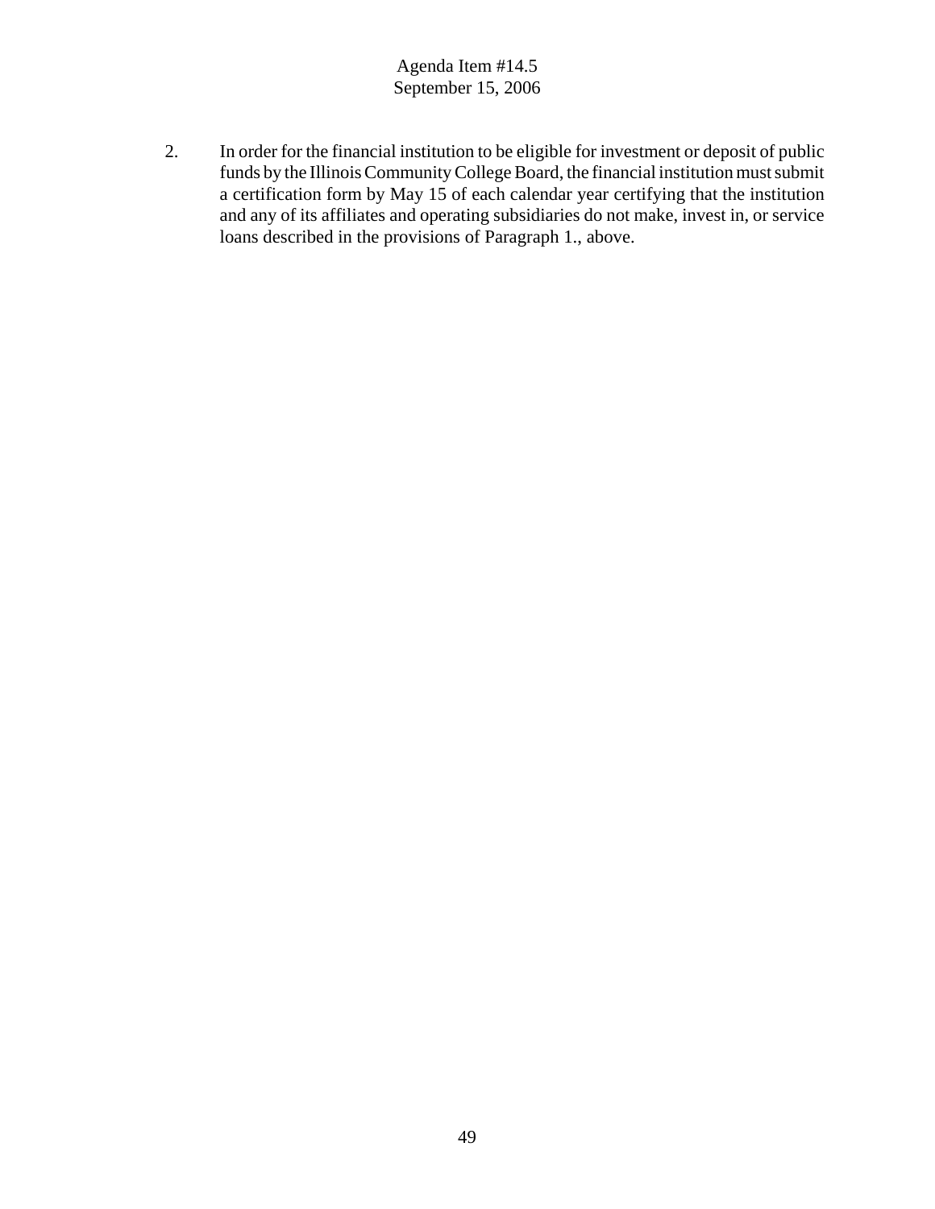2. In order for the financial institution to be eligible for investment or deposit of public funds by the Illinois Community College Board, the financial institution must submit a certification form by May 15 of each calendar year certifying that the institution and any of its affiliates and operating subsidiaries do not make, invest in, or service loans described in the provisions of Paragraph 1., above.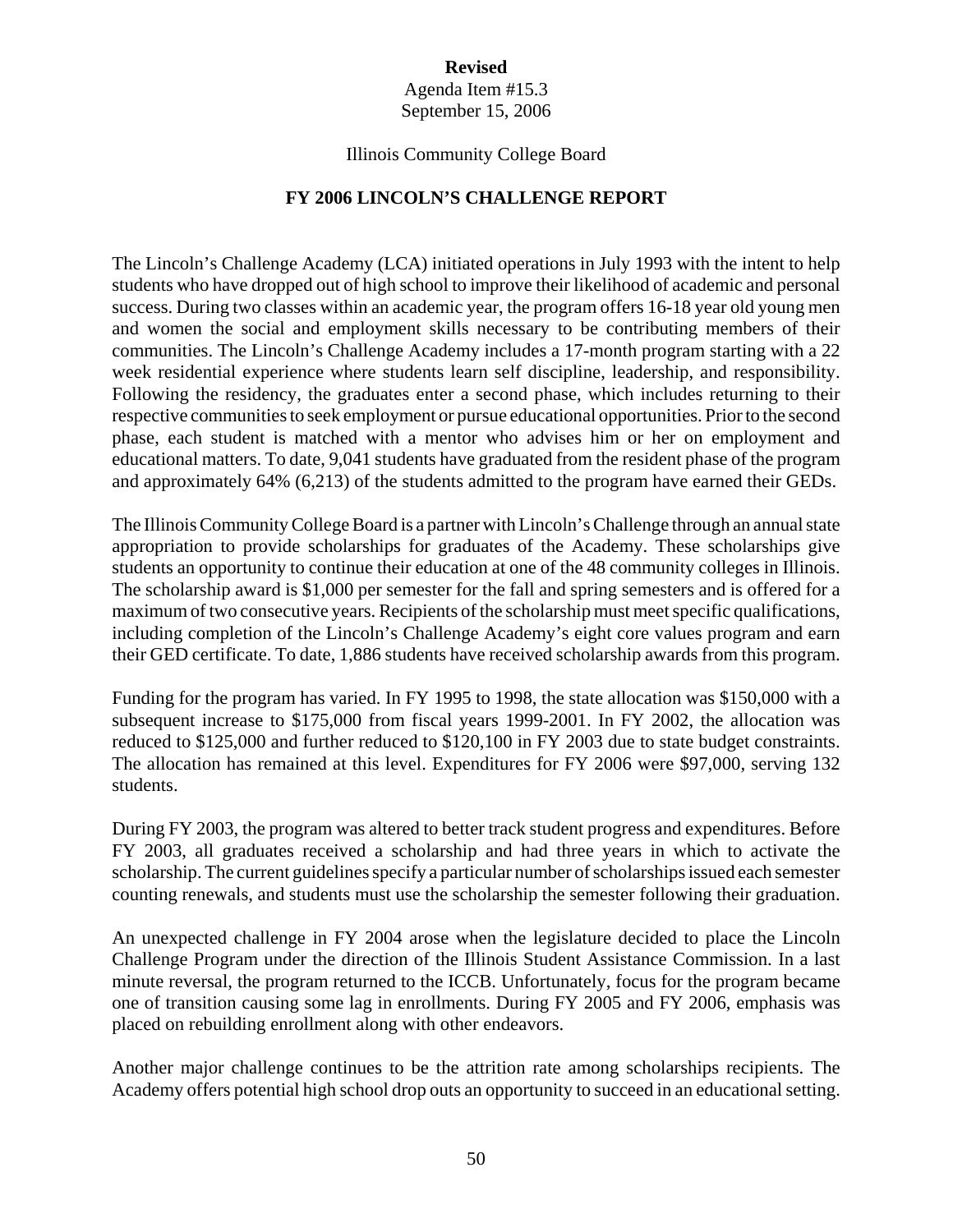**Revised**

Agenda Item #15.3

September 15, 2006

Illinois Community College Board

## FY 2006 LINCOLN'S CHALLENGE REPORT

The Lincoln's Challenge Academy (LCA) initiated operations in July 1993 with the intent to help students who have dropped out of high school to improve their likelihood of academic and personal success. During two classes within an academic year, the program offers 16-18 year old young men and women the social and employment skills necessary to be contributing members of their communities. The Lincoln's Challenge Academy includes a 17-month program starting with a 22 week residential experience where students learn self discipline, leadership, and responsibility. Following the residency, the graduates enter a second phase, which includes returning to their respective communities to seek employment or pursue educational opportunities. Prior to the second phase, each student is matched with a mentor who advises him or her on employment and educational matters. To date, 9,041 students have graduated from the resident phase of the program and approximately 64% (6,213) of the students admitted to the program have earned their GEDs.

The Illinois Community College Board is a partner with Lincoln's Challenge through an annual state appropriation to provide scholarships for graduates of the Academy. These scholarships give students an opportunity to continue their education at one of the 48 community colleges in Illinois. The scholarship award is $1,000 per semester for the fall and spring semesters and is offered for a maximum of two consecutive years. Recipients of the scholarship must meet specific qualifications, including completion of the Lincoln's Challenge Academy's eight core values program and earn their GED certificate. To date, 1,886 students have received scholarship awards from this program.

Funding for the program has varied. In FY 1995 to 1998, the state allocation was $150,000 with a subsequent increase to $175,000 from fiscal years 1999-2001. In FY 2002, the allocation was reduced to $125,000 and further reduced to $120,100 in FY 2003 due to state budget constraints. The allocation has remained at this level. Expenditures for FY 2006 were $97,000, serving 132 students.

During FY 2003, the program was altered to better track student progress and expenditures. Before FY 2003, all graduates received a scholarship and had three years in which to activate the scholarship. The current guidelines specify a particular number of scholarships issued each semester counting renewals, and students must use the scholarship the semester following their graduation.

An unexpected challenge in FY 2004 arose when the legislature decided to place the Lincoln Challenge Program under the direction of the Illinois Student Assistance Commission. In a last minute reversal, the program returned to the ICCB. Unfortunately, focus for the program became one of transition causing some lag in enrollments. During FY 2005 and FY 2006, emphasis was placed on rebuilding enrollment along with other endeavors.

Another major challenge continues to be the attrition rate among scholarships recipients. The Academy offers potential high school drop outs an opportunity to succeed in an educational setting.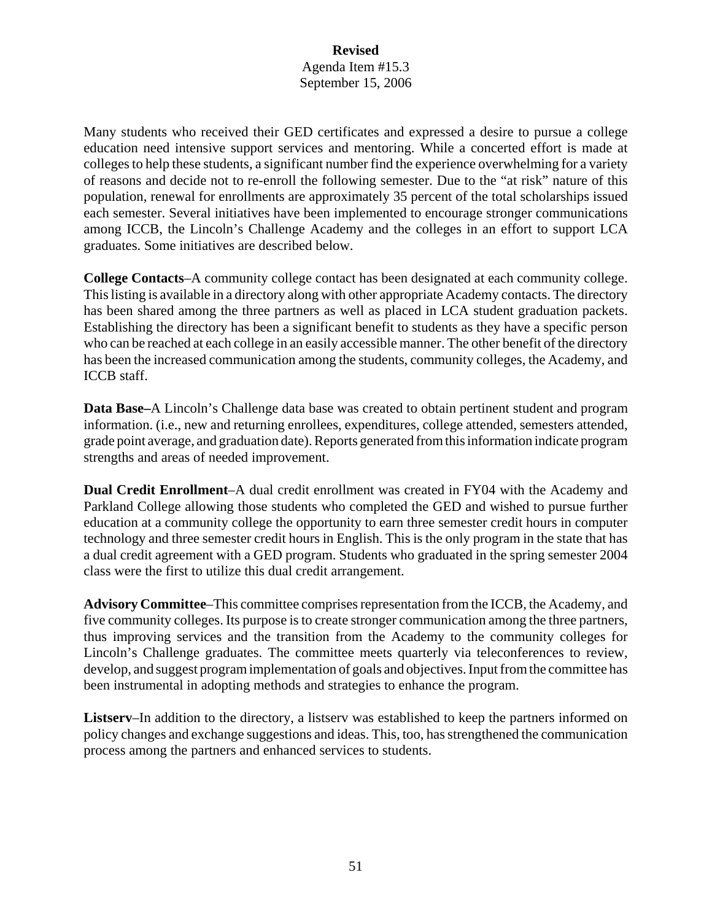**Revised**
Agenda Item #15.3
September 15, 2006

Many students who received their GED certificates and expressed a desire to pursue a college education need intensive support services and mentoring. While a concerted effort is made at colleges to help these students, a significant number find the experience overwhelming for a variety of reasons and decide not to re-enroll the following semester. Due to the "at risk" nature of this population, renewal for enrollments are approximately 35 percent of the total scholarships issued each semester. Several initiatives have been implemented to encourage stronger communications among ICCB, the Lincoln's Challenge Academy and the colleges in an effort to support LCA graduates. Some initiatives are described below.

**College Contacts**–A community college contact has been designated at each community college. This listing is available in a directory along with other appropriate Academy contacts. The directory has been shared among the three partners as well as placed in LCA student graduation packets. Establishing the directory has been a significant benefit to students as they have a specific person who can be reached at each college in an easily accessible manner. The other benefit of the directory has been the increased communication among the students, community colleges, the Academy, and ICCB staff.

**Data Base–**A Lincoln's Challenge data base was created to obtain pertinent student and program information. (i.e., new and returning enrollees, expenditures, college attended, semesters attended, grade point average, and graduation date). Reports generated from this information indicate program strengths and areas of needed improvement.

**Dual Credit Enrollment**–A dual credit enrollment was created in FY04 with the Academy and Parkland College allowing those students who completed the GED and wished to pursue further education at a community college the opportunity to earn three semester credit hours in computer technology and three semester credit hours in English. This is the only program in the state that has a dual credit agreement with a GED program. Students who graduated in the spring semester 2004 class were the first to utilize this dual credit arrangement.

**Advisory Committee**–This committee comprises representation from the ICCB, the Academy, and five community colleges. Its purpose is to create stronger communication among the three partners, thus improving services and the transition from the Academy to the community colleges for Lincoln's Challenge graduates. The committee meets quarterly via teleconferences to review, develop, and suggest program implementation of goals and objectives. Input from the committee has been instrumental in adopting methods and strategies to enhance the program.

**Listserv**–In addition to the directory, a listserv was established to keep the partners informed on policy changes and exchange suggestions and ideas. This, too, has strengthened the communication process among the partners and enhanced services to students.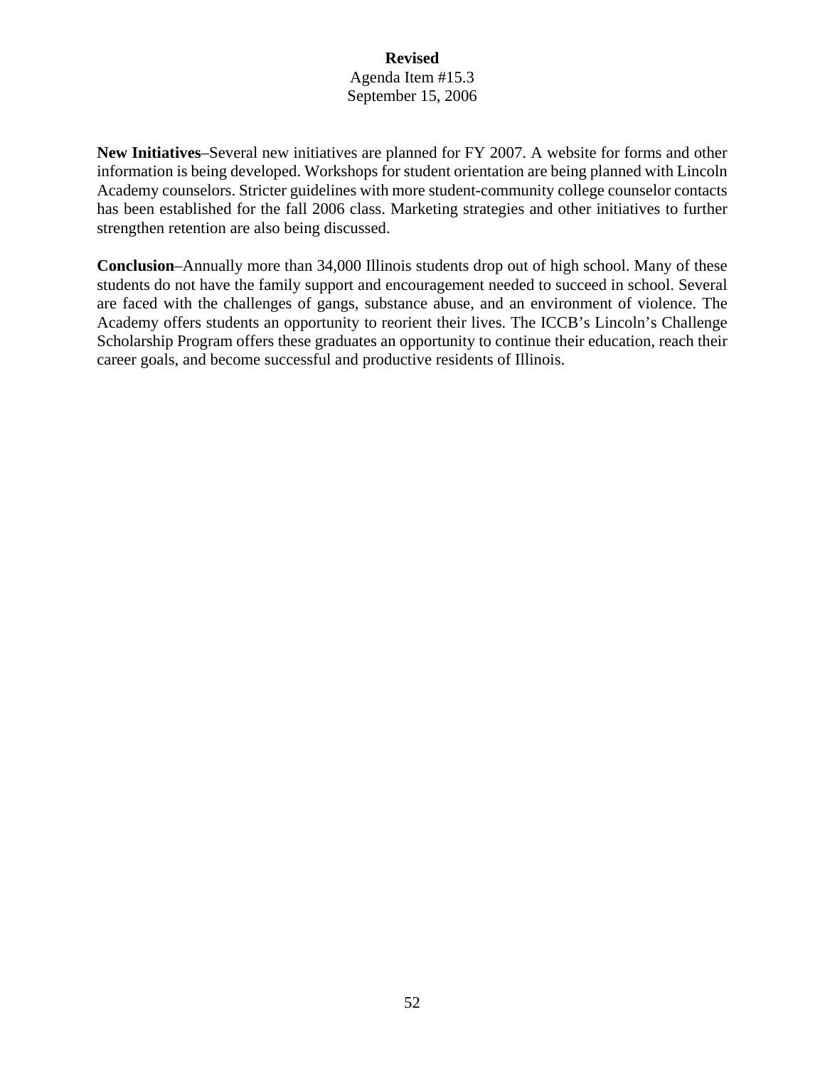**New Initiatives**–Several new initiatives are planned for FY 2007. A website for forms and other information is being developed. Workshops for student orientation are being planned with Lincoln Academy counselors. Stricter guidelines with more student-community college counselor contacts has been established for the fall 2006 class. Marketing strategies and other initiatives to further strengthen retention are also being discussed.

**Conclusion**–Annually more than 34,000 Illinois students drop out of high school. Many of these students do not have the family support and encouragement needed to succeed in school. Several are faced with the challenges of gangs, substance abuse, and an environment of violence. The Academy offers students an opportunity to reorient their lives. The ICCB's Lincoln's Challenge Scholarship Program offers these graduates an opportunity to continue their education, reach their career goals, and become successful and productive residents of Illinois.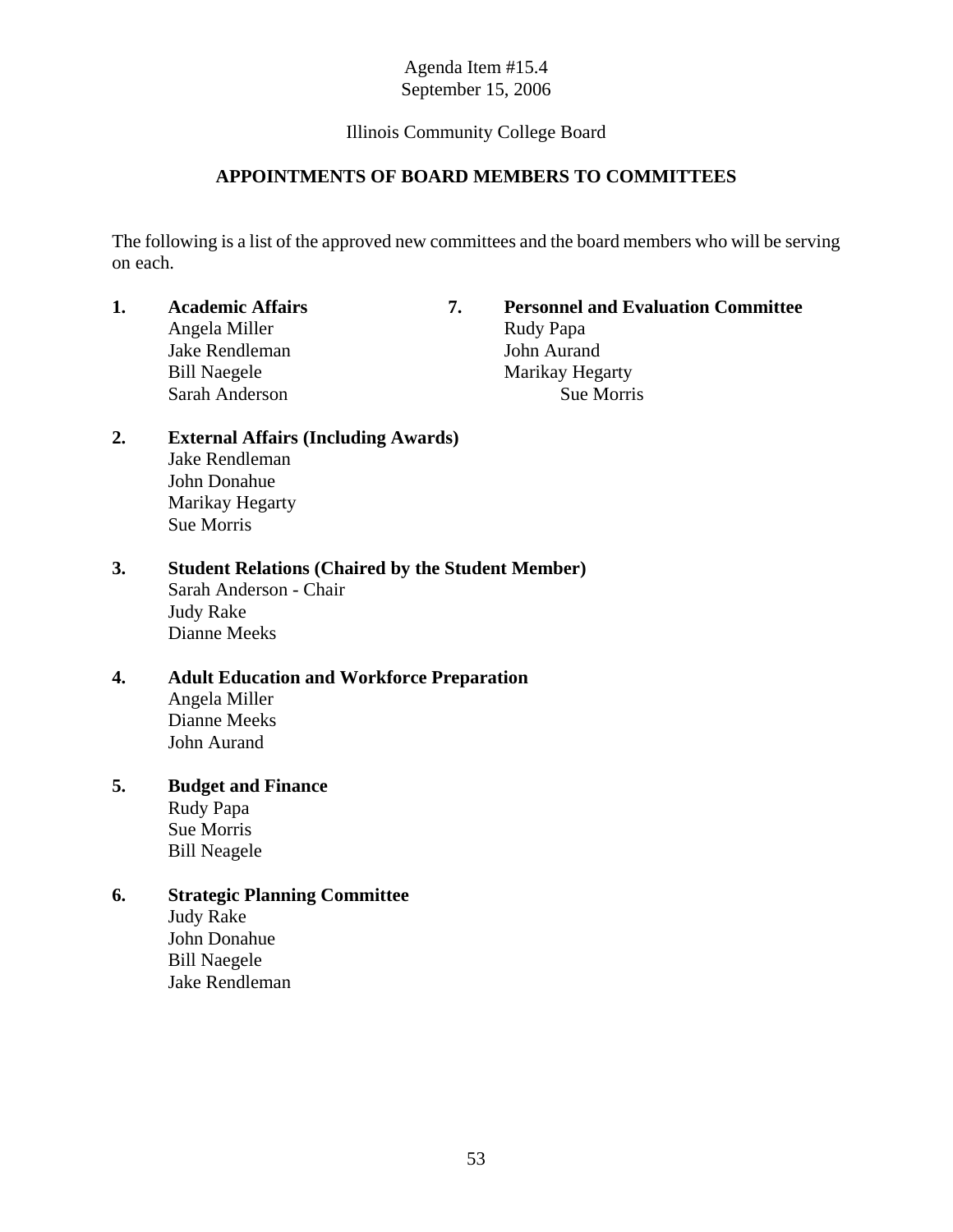Agenda Item #15.4
September 15, 2006

Illinois Community College Board

## APPOINTMENTS OF BOARD MEMBERS TO COMMITTEES

The following is a list of the approved new committees and the board members who will be serving on each.

1. **Academic Affairs**
   Angela Miller
   Jake Rendleman
   Bill Naegele
   Sarah Anderson

2. **External Affairs (Including Awards)**
   Jake Rendleman
   John Donahue
   Marikay Hegarty
   Sue Morris

3. **Student Relations (Chaired by the Student Member)**
   Sarah Anderson - Chair
   Judy Rake
   Dianne Meeks

4. **Adult Education and Workforce Preparation**
   Angela Miller
   Dianne Meeks
   John Aurand

5. **Budget and Finance**
   Rudy Papa
   Sue Morris
   Bill Neagele

6. **Strategic Planning Committee**
   Judy Rake
   John Donahue
   Bill Naegele
   Jake Rendleman

7. **Personnel and Evaluation Committee**
   Rudy Papa
   John Aurand
   Marikay Hegarty
   Sue Morris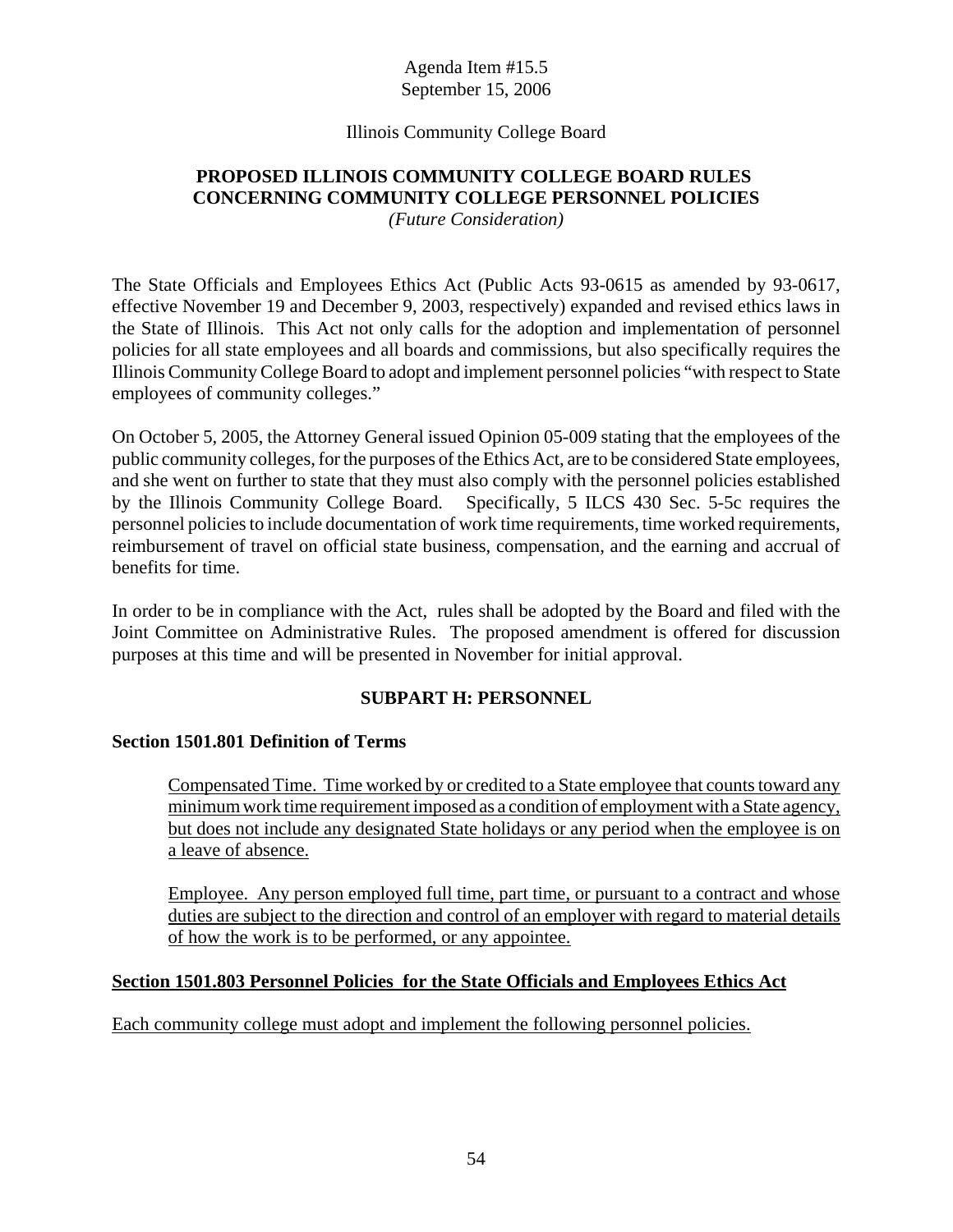Agenda Item #15.5
September 15, 2006

Illinois Community College Board

## PROPOSED ILLINOIS COMMUNITY COLLEGE BOARD RULES CONCERNING COMMUNITY COLLEGE PERSONNEL POLICIES

*(Future Consideration)*

The State Officials and Employees Ethics Act (Public Acts 93-0615 as amended by 93-0617, effective November 19 and December 9, 2003, respectively) expanded and revised ethics laws in the State of Illinois. This Act not only calls for the adoption and implementation of personnel policies for all state employees and all boards and commissions, but also specifically requires the Illinois Community College Board to adopt and implement personnel policies "with respect to State employees of community colleges."

On October 5, 2005, the Attorney General issued Opinion 05-009 stating that the employees of the public community colleges, for the purposes of the Ethics Act, are to be considered State employees, and she went on further to state that they must also comply with the personnel policies established by the Illinois Community College Board. Specifically, 5 ILCS 430 Sec. 5-5c requires the personnel policies to include documentation of work time requirements, time worked requirements, reimbursement of travel on official state business, compensation, and the earning and accrual of benefits for time.

In order to be in compliance with the Act, rules shall be adopted by the Board and filed with the Joint Committee on Administrative Rules. The proposed amendment is offered for discussion purposes at this time and will be presented in November for initial approval.

### SUBPART H: PERSONNEL

**Section 1501.801 Definition of Terms**

<u>Compensated Time. Time worked by or credited to a State employee that counts toward any minimum work time requirement imposed as a condition of employment with a State agency, but does not include any designated State holidays or any period when the employee is on a leave of absence.</u>

<u>Employee. Any person employed full time, part time, or pursuant to a contract and whose duties are subject to the direction and control of an employer with regard to material details of how the work is to be performed, or any appointee.</u>

**<u>Section 1501.803 Personnel Policies for the State Officials and Employees Ethics Act</u>**

<u>Each community college must adopt and implement the following personnel policies.</u>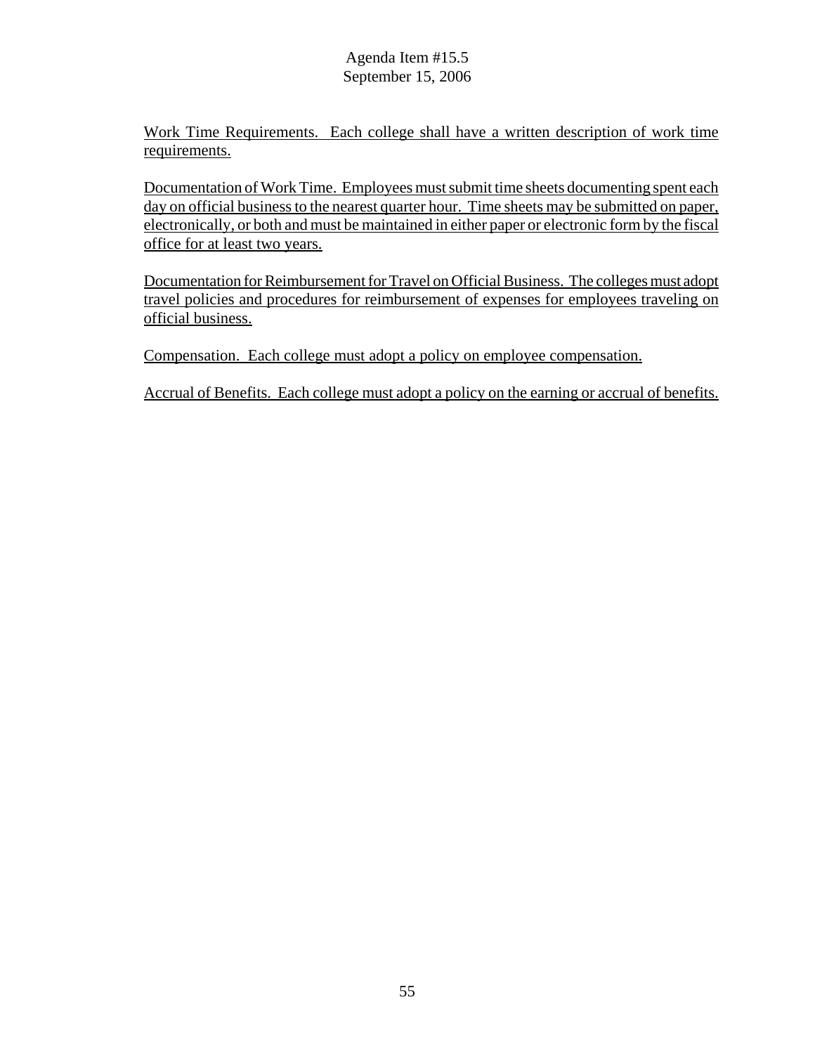Work Time Requirements. Each college shall have a written description of work time requirements.

Documentation of Work Time. Employees must submit time sheets documenting spent each day on official business to the nearest quarter hour. Time sheets may be submitted on paper, electronically, or both and must be maintained in either paper or electronic form by the fiscal office for at least two years.

Documentation for Reimbursement for Travel on Official Business. The colleges must adopt travel policies and procedures for reimbursement of expenses for employees traveling on official business.

Compensation. Each college must adopt a policy on employee compensation.

Accrual of Benefits. Each college must adopt a policy on the earning or accrual of benefits.